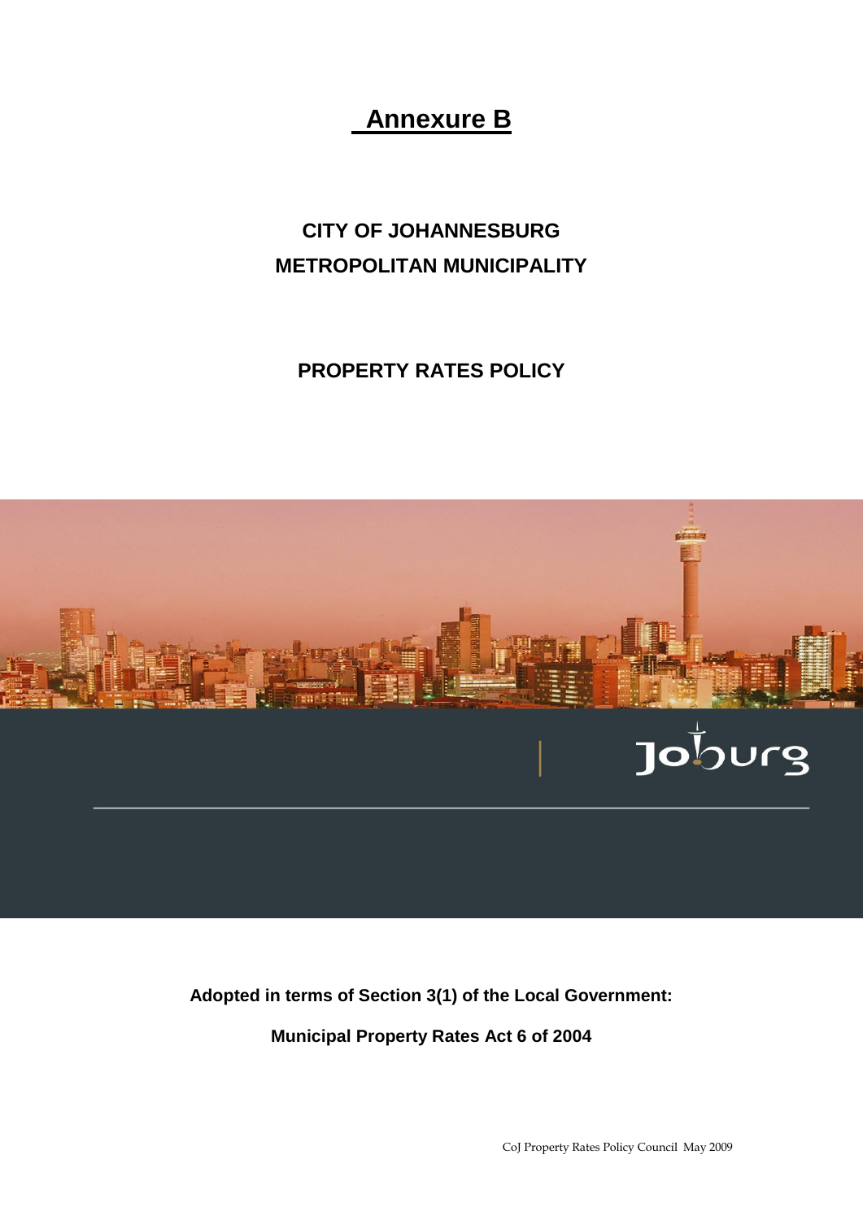# Annexure B

## CITY OF JOHANNESBURG
## METROPOLITAN MUNICIPALITY

## PROPERTY RATES POLICY

**Adopted in terms of Section 3(1) of the Local Government:**

**Municipal Property Rates Act 6 of 2004**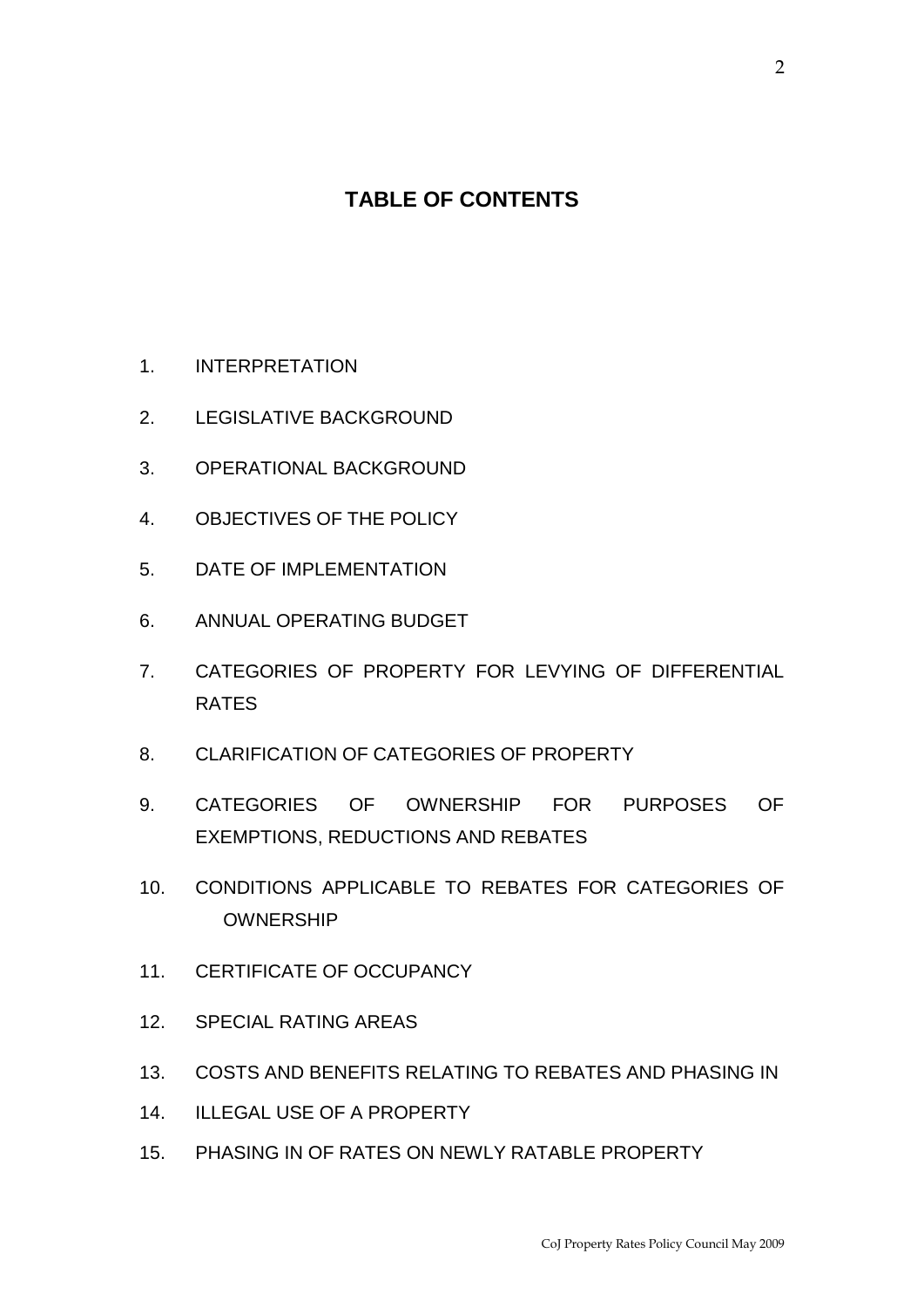# TABLE OF CONTENTS

1. INTERPRETATION
2. LEGISLATIVE BACKGROUND
3. OPERATIONAL BACKGROUND
4. OBJECTIVES OF THE POLICY
5. DATE OF IMPLEMENTATION
6. ANNUAL OPERATING BUDGET
7. CATEGORIES OF PROPERTY FOR LEVYING OF DIFFERENTIAL RATES
8. CLARIFICATION OF CATEGORIES OF PROPERTY
9. CATEGORIES OF OWNERSHIP FOR PURPOSES OF EXEMPTIONS, REDUCTIONS AND REBATES
10. CONDITIONS APPLICABLE TO REBATES FOR CATEGORIES OF OWNERSHIP
11. CERTIFICATE OF OCCUPANCY
12. SPECIAL RATING AREAS
13. COSTS AND BENEFITS RELATING TO REBATES AND PHASING IN
14. ILLEGAL USE OF A PROPERTY
15. PHASING IN OF RATES ON NEWLY RATABLE PROPERTY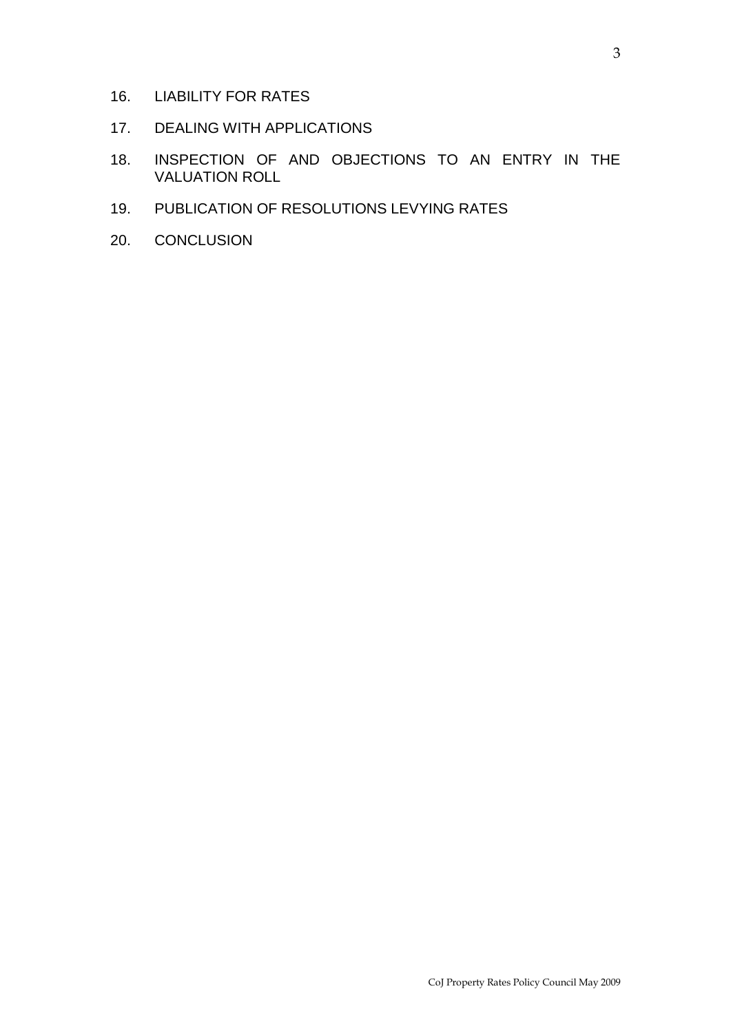16. LIABILITY FOR RATES
17. DEALING WITH APPLICATIONS
18. INSPECTION OF AND OBJECTIONS TO AN ENTRY IN THE VALUATION ROLL
19. PUBLICATION OF RESOLUTIONS LEVYING RATES
20. CONCLUSION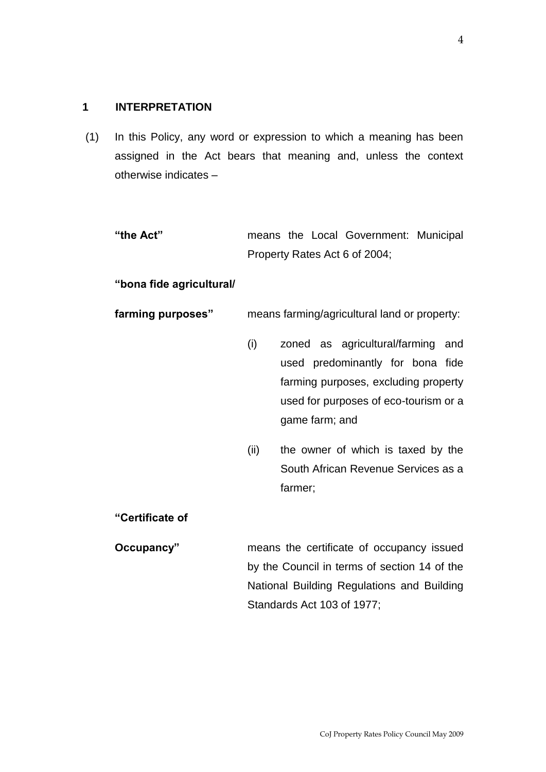## 1 INTERPRETATION

(1) In this Policy, any word or expression to which a meaning has been assigned in the Act bears that meaning and, unless the context otherwise indicates –

**"the Act"** means the Local Government: Municipal Property Rates Act 6 of 2004;

**"bona fide agricultural/ farming purposes"** means farming/agricultural land or property:

(i) zoned as agricultural/farming and used predominantly for bona fide farming purposes, excluding property used for purposes of eco-tourism or a game farm; and

(ii) the owner of which is taxed by the South African Revenue Services as a farmer;

**"Certificate of Occupancy"** means the certificate of occupancy issued by the Council in terms of section 14 of the National Building Regulations and Building Standards Act 103 of 1977;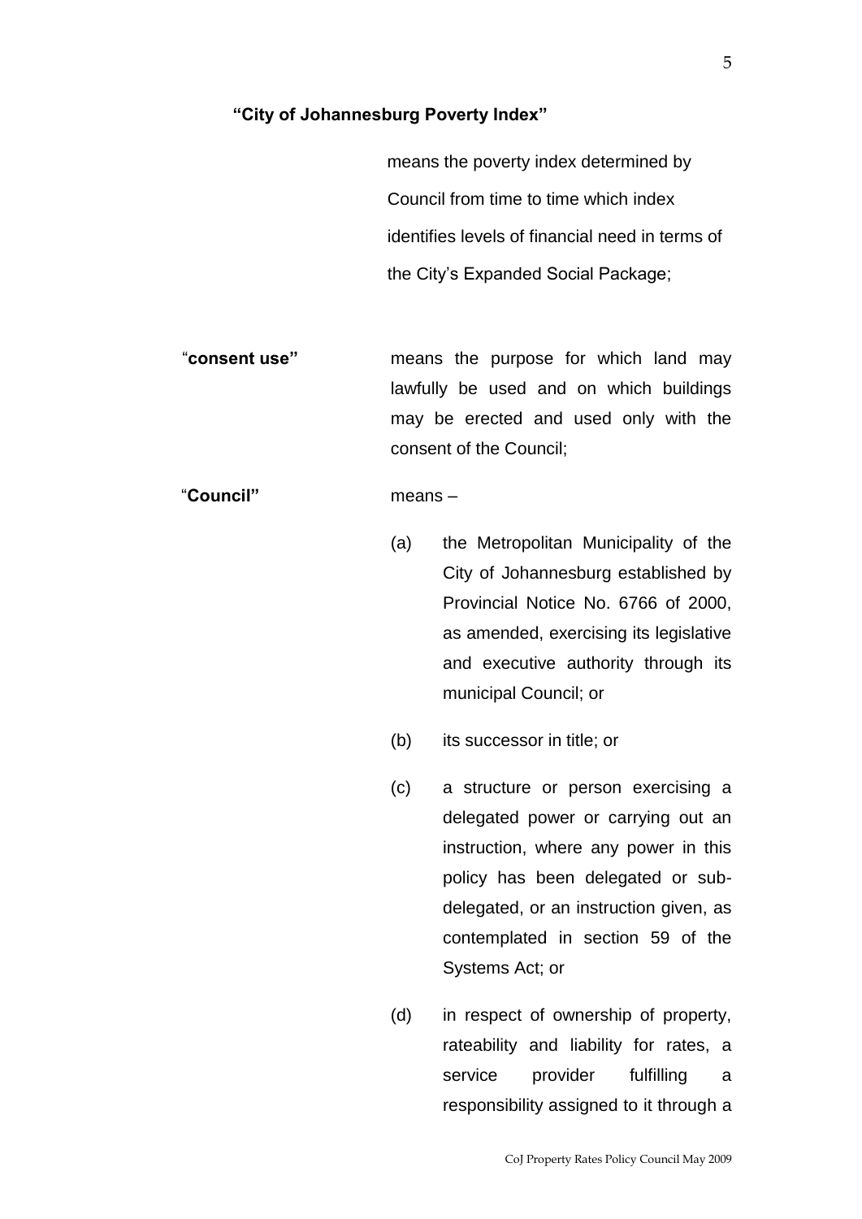**"City of Johannesburg Poverty Index"**

means the poverty index determined by Council from time to time which index identifies levels of financial need in terms of the City's Expanded Social Package;

"**consent use"** means the purpose for which land may lawfully be used and on which buildings may be erected and used only with the consent of the Council;

"**Council"** means –

(a) the Metropolitan Municipality of the City of Johannesburg established by Provincial Notice No. 6766 of 2000, as amended, exercising its legislative and executive authority through its municipal Council; or

(b) its successor in title; or

(c) a structure or person exercising a delegated power or carrying out an instruction, where any power in this policy has been delegated or sub-delegated, or an instruction given, as contemplated in section 59 of the Systems Act; or

(d) in respect of ownership of property, rateability and liability for rates, a service provider fulfilling a responsibility assigned to it through a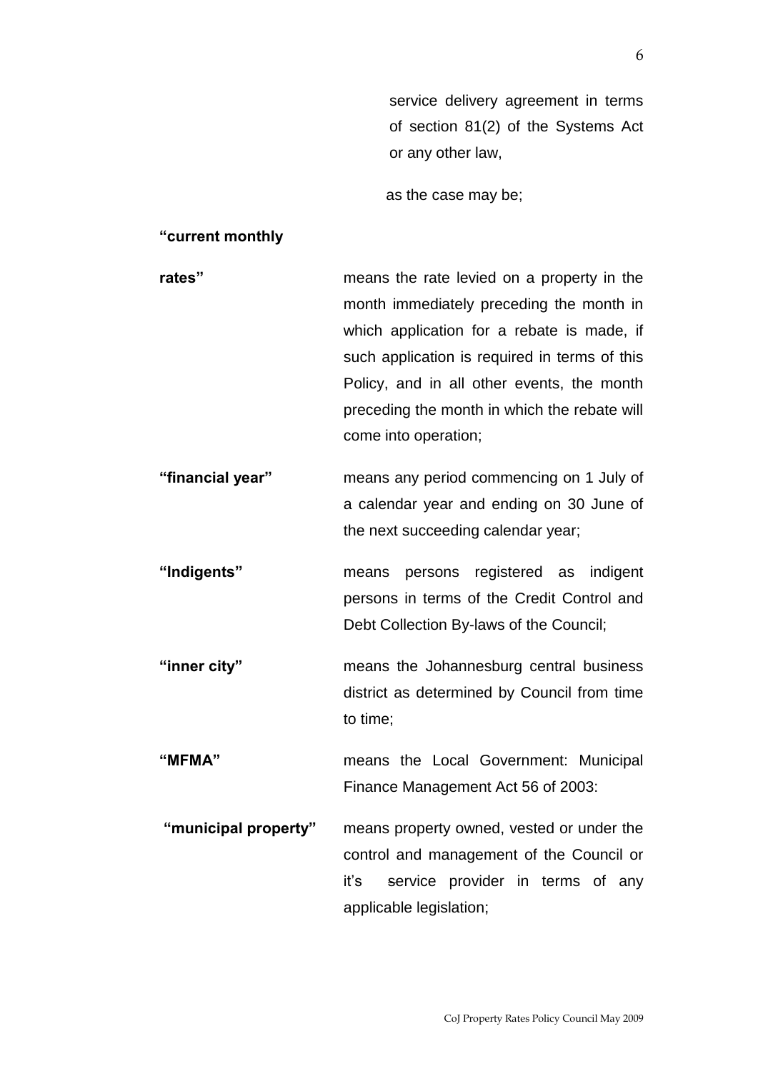service delivery agreement in terms of section 81(2) of the Systems Act or any other law,

as the case may be;

**"current monthly rates"** means the rate levied on a property in the month immediately preceding the month in which application for a rebate is made, if such application is required in terms of this Policy, and in all other events, the month preceding the month in which the rebate will come into operation;

**"financial year"** means any period commencing on 1 July of a calendar year and ending on 30 June of the next succeeding calendar year;

**"Indigents"** means persons registered as indigent persons in terms of the Credit Control and Debt Collection By-laws of the Council;

**"inner city"** means the Johannesburg central business district as determined by Council from time to time;

**"MFMA"** means the Local Government: Municipal Finance Management Act 56 of 2003:

**"municipal property"** means property owned, vested or under the control and management of the Council or it's service provider in terms of any applicable legislation;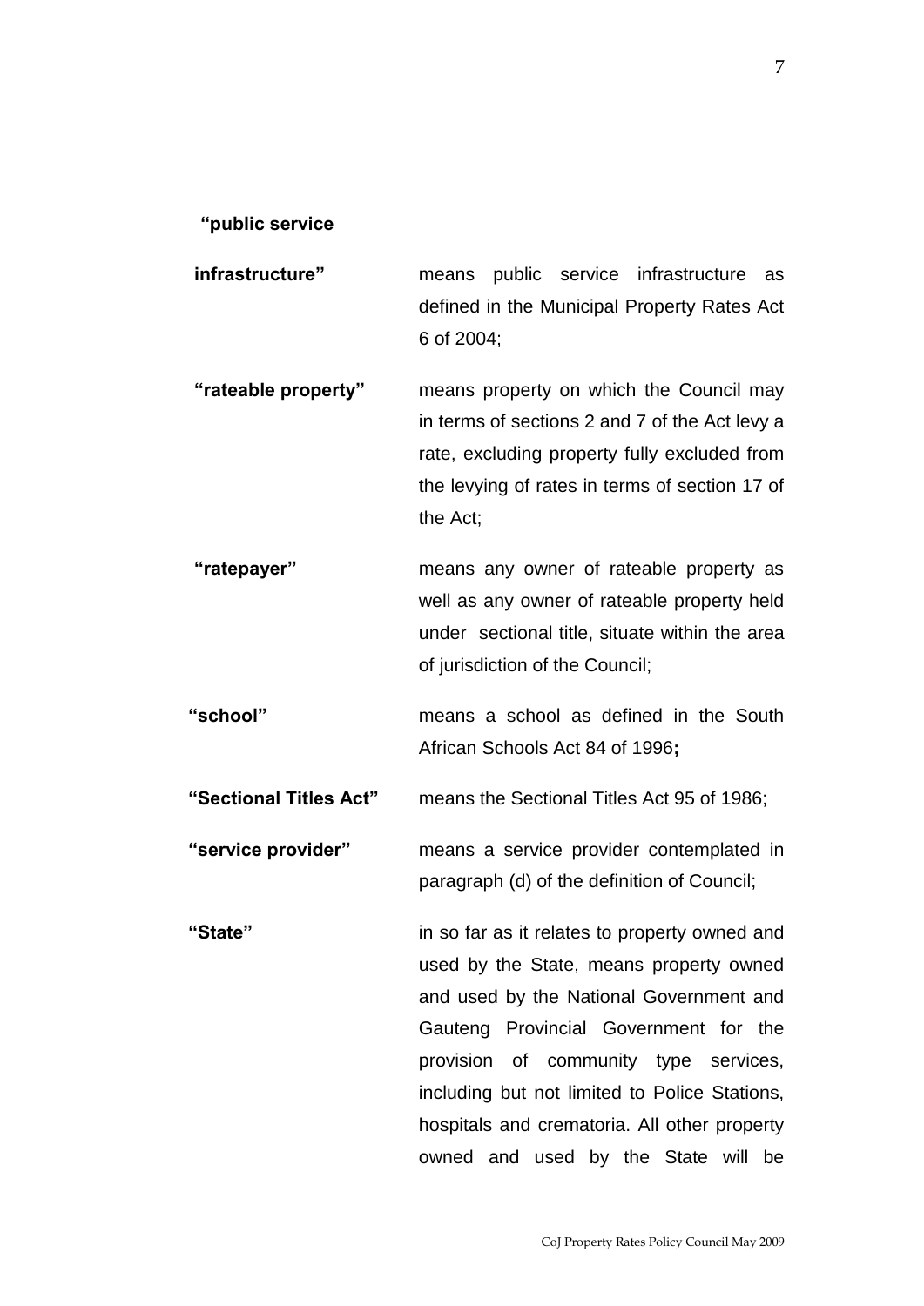**"public service infrastructure"** means public service infrastructure as defined in the Municipal Property Rates Act 6 of 2004;

**"rateable property"** means property on which the Council may in terms of sections 2 and 7 of the Act levy a rate, excluding property fully excluded from the levying of rates in terms of section 17 of the Act;

**"ratepayer"** means any owner of rateable property as well as any owner of rateable property held under sectional title, situate within the area of jurisdiction of the Council;

**"school"** means a school as defined in the South African Schools Act 84 of 1996**;**

**"Sectional Titles Act"** means the Sectional Titles Act 95 of 1986;

**"service provider"** means a service provider contemplated in paragraph (d) of the definition of Council;

**"State"** in so far as it relates to property owned and used by the State, means property owned and used by the National Government and Gauteng Provincial Government for the provision of community type services, including but not limited to Police Stations, hospitals and crematoria. All other property owned and used by the State will be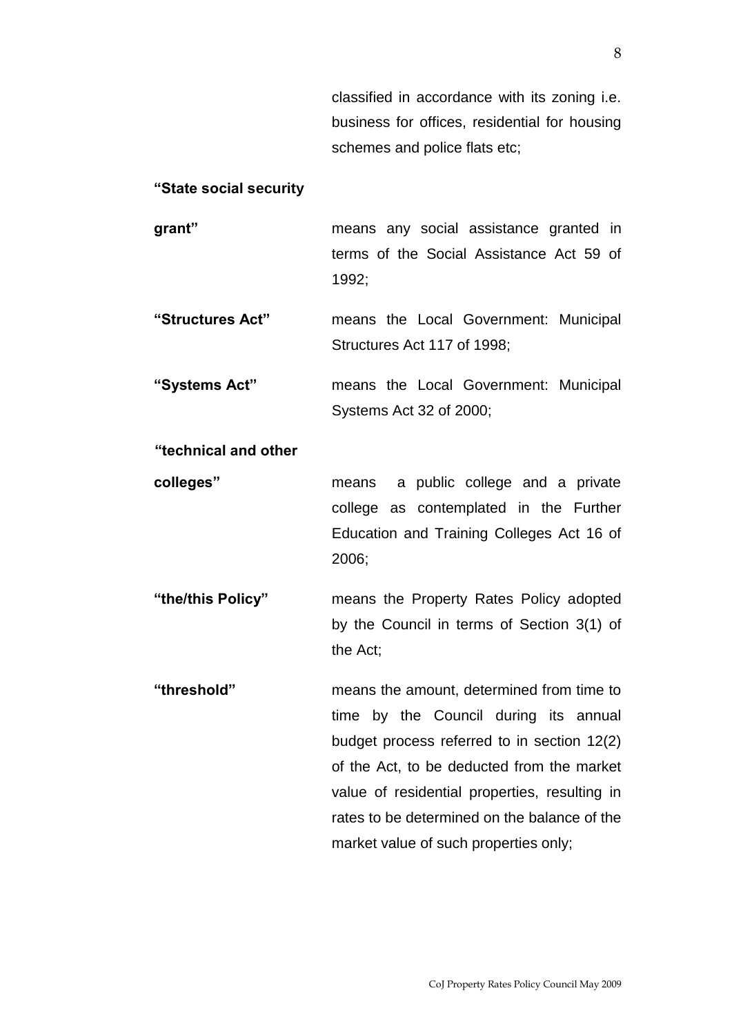classified in accordance with its zoning i.e. business for offices, residential for housing schemes and police flats etc;

**"State social security grant"** means any social assistance granted in terms of the Social Assistance Act 59 of 1992;

**"Structures Act"** means the Local Government: Municipal Structures Act 117 of 1998;

**"Systems Act"** means the Local Government: Municipal Systems Act 32 of 2000;

**"technical and other colleges"** means a public college and a private college as contemplated in the Further Education and Training Colleges Act 16 of 2006;

**"the/this Policy"** means the Property Rates Policy adopted by the Council in terms of Section 3(1) of the Act;

**"threshold"** means the amount, determined from time to time by the Council during its annual budget process referred to in section 12(2) of the Act, to be deducted from the market value of residential properties, resulting in rates to be determined on the balance of the market value of such properties only;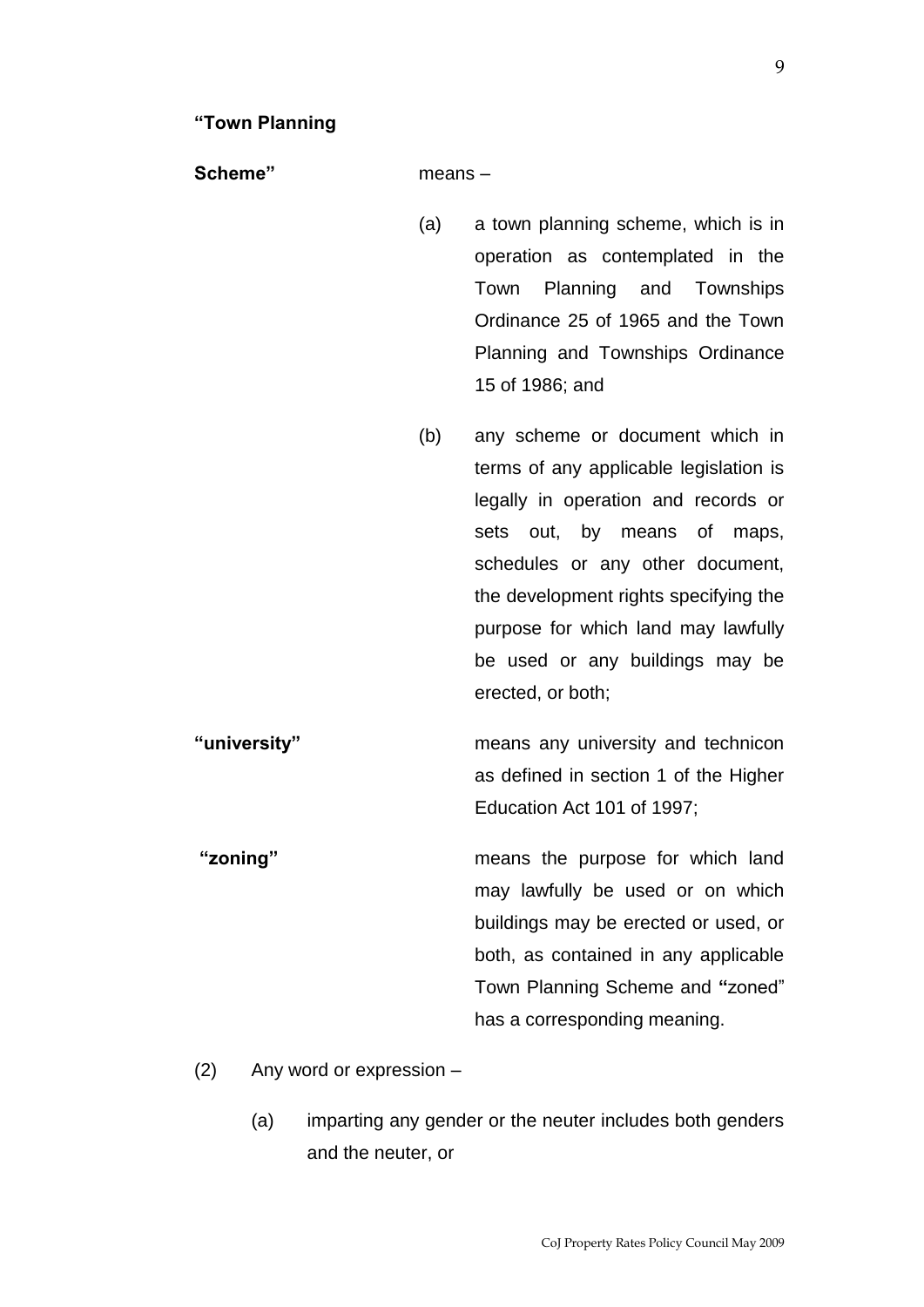**"Town Planning Scheme"** means –

(a) a town planning scheme, which is in operation as contemplated in the Town Planning and Townships Ordinance 25 of 1965 and the Town Planning and Townships Ordinance 15 of 1986; and

(b) any scheme or document which in terms of any applicable legislation is legally in operation and records or sets out, by means of maps, schedules or any other document, the development rights specifying the purpose for which land may lawfully be used or any buildings may be erected, or both;

**"university"** means any university and technicon as defined in section 1 of the Higher Education Act 101 of 1997;

**"zoning"** means the purpose for which land may lawfully be used or on which buildings may be erected or used, or both, as contained in any applicable Town Planning Scheme and **"**zoned" has a corresponding meaning.

(2) Any word or expression –

(a) imparting any gender or the neuter includes both genders and the neuter, or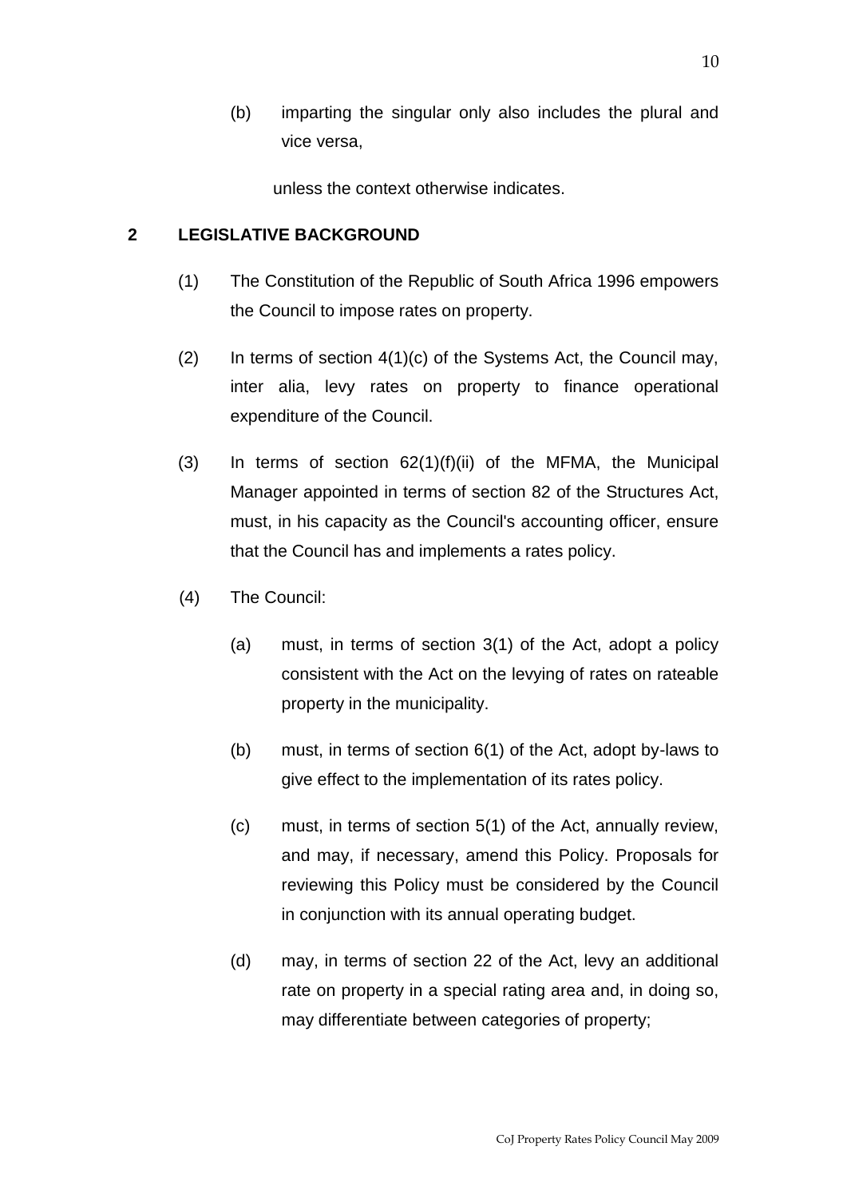(b) imparting the singular only also includes the plural and vice versa,

unless the context otherwise indicates.

## 2 LEGISLATIVE BACKGROUND

(1) The Constitution of the Republic of South Africa 1996 empowers the Council to impose rates on property.

(2) In terms of section 4(1)(c) of the Systems Act, the Council may, inter alia, levy rates on property to finance operational expenditure of the Council.

(3) In terms of section 62(1)(f)(ii) of the MFMA, the Municipal Manager appointed in terms of section 82 of the Structures Act, must, in his capacity as the Council's accounting officer, ensure that the Council has and implements a rates policy.

(4) The Council:

(a) must, in terms of section 3(1) of the Act, adopt a policy consistent with the Act on the levying of rates on rateable property in the municipality.

(b) must, in terms of section 6(1) of the Act, adopt by-laws to give effect to the implementation of its rates policy.

(c) must, in terms of section 5(1) of the Act, annually review, and may, if necessary, amend this Policy. Proposals for reviewing this Policy must be considered by the Council in conjunction with its annual operating budget.

(d) may, in terms of section 22 of the Act, levy an additional rate on property in a special rating area and, in doing so, may differentiate between categories of property;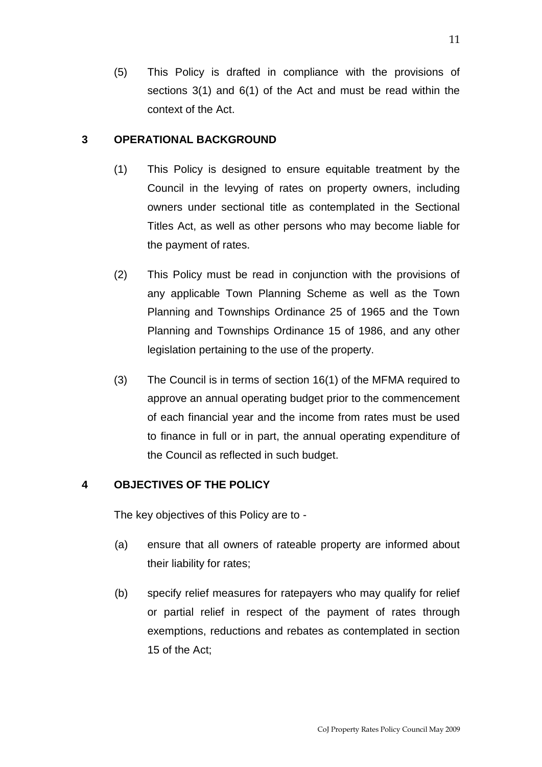(5) This Policy is drafted in compliance with the provisions of sections 3(1) and 6(1) of the Act and must be read within the context of the Act.

## 3 OPERATIONAL BACKGROUND

(1) This Policy is designed to ensure equitable treatment by the Council in the levying of rates on property owners, including owners under sectional title as contemplated in the Sectional Titles Act, as well as other persons who may become liable for the payment of rates.

(2) This Policy must be read in conjunction with the provisions of any applicable Town Planning Scheme as well as the Town Planning and Townships Ordinance 25 of 1965 and the Town Planning and Townships Ordinance 15 of 1986, and any other legislation pertaining to the use of the property.

(3) The Council is in terms of section 16(1) of the MFMA required to approve an annual operating budget prior to the commencement of each financial year and the income from rates must be used to finance in full or in part, the annual operating expenditure of the Council as reflected in such budget.

## 4 OBJECTIVES OF THE POLICY

The key objectives of this Policy are to -

(a) ensure that all owners of rateable property are informed about their liability for rates;

(b) specify relief measures for ratepayers who may qualify for relief or partial relief in respect of the payment of rates through exemptions, reductions and rebates as contemplated in section 15 of the Act;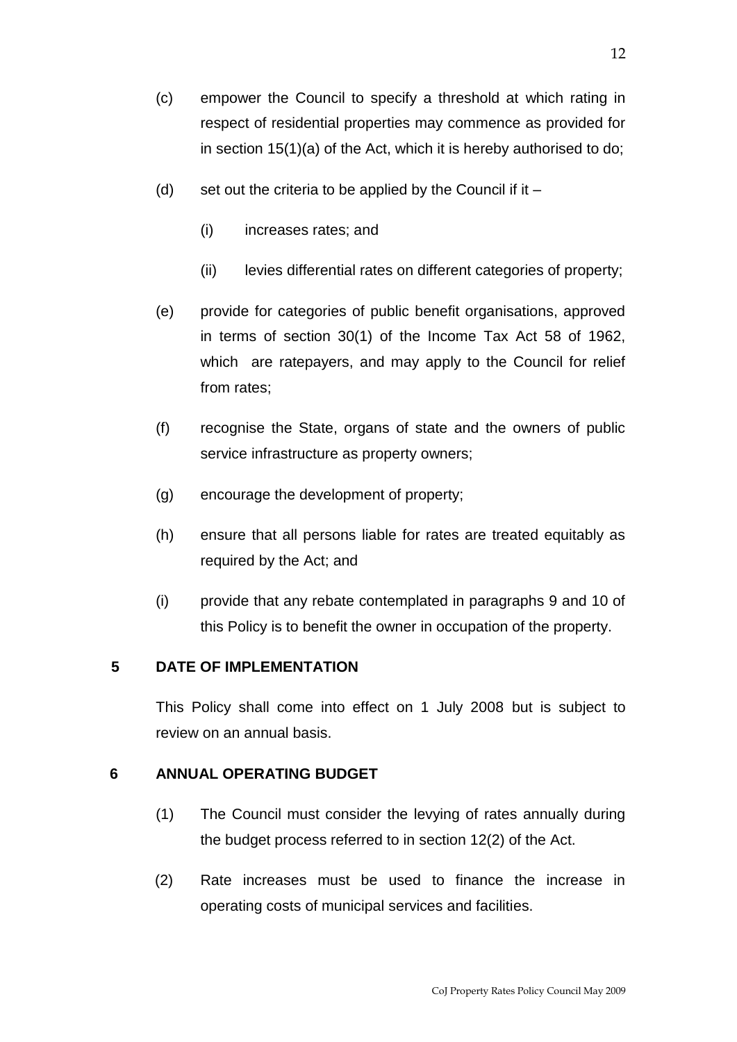(c) empower the Council to specify a threshold at which rating in respect of residential properties may commence as provided for in section 15(1)(a) of the Act, which it is hereby authorised to do;

(d) set out the criteria to be applied by the Council if it –

  (i) increases rates; and

  (ii) levies differential rates on different categories of property;

(e) provide for categories of public benefit organisations, approved in terms of section 30(1) of the Income Tax Act 58 of 1962, which are ratepayers, and may apply to the Council for relief from rates;

(f) recognise the State, organs of state and the owners of public service infrastructure as property owners;

(g) encourage the development of property;

(h) ensure that all persons liable for rates are treated equitably as required by the Act; and

(i) provide that any rebate contemplated in paragraphs 9 and 10 of this Policy is to benefit the owner in occupation of the property.

## 5 DATE OF IMPLEMENTATION

This Policy shall come into effect on 1 July 2008 but is subject to review on an annual basis.

## 6 ANNUAL OPERATING BUDGET

(1) The Council must consider the levying of rates annually during the budget process referred to in section 12(2) of the Act.

(2) Rate increases must be used to finance the increase in operating costs of municipal services and facilities.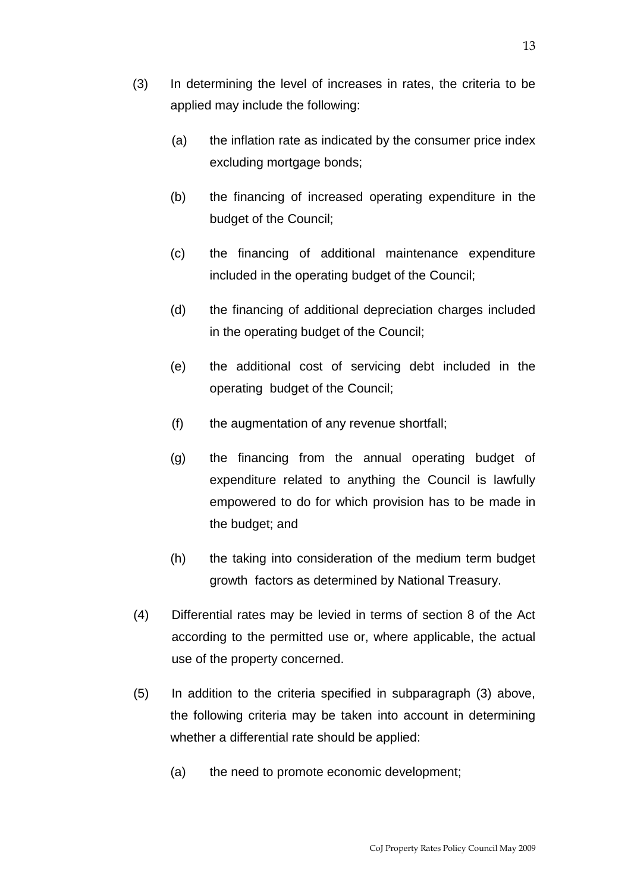(3) In determining the level of increases in rates, the criteria to be applied may include the following:

(a) the inflation rate as indicated by the consumer price index excluding mortgage bonds;

(b) the financing of increased operating expenditure in the budget of the Council;

(c) the financing of additional maintenance expenditure included in the operating budget of the Council;

(d) the financing of additional depreciation charges included in the operating budget of the Council;

(e) the additional cost of servicing debt included in the operating budget of the Council;

(f) the augmentation of any revenue shortfall;

(g) the financing from the annual operating budget of expenditure related to anything the Council is lawfully empowered to do for which provision has to be made in the budget; and

(h) the taking into consideration of the medium term budget growth factors as determined by National Treasury.

(4) Differential rates may be levied in terms of section 8 of the Act according to the permitted use or, where applicable, the actual use of the property concerned.

(5) In addition to the criteria specified in subparagraph (3) above, the following criteria may be taken into account in determining whether a differential rate should be applied:

(a) the need to promote economic development;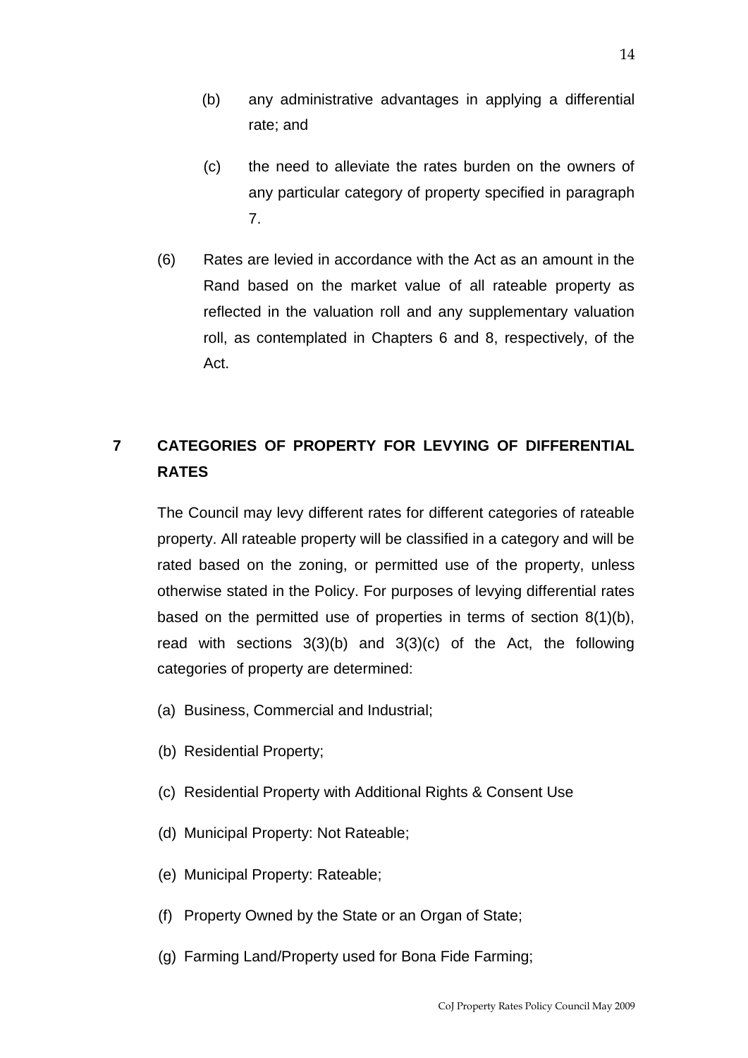(b) any administrative advantages in applying a differential rate; and

(c) the need to alleviate the rates burden on the owners of any particular category of property specified in paragraph 7.

(6) Rates are levied in accordance with the Act as an amount in the Rand based on the market value of all rateable property as reflected in the valuation roll and any supplementary valuation roll, as contemplated in Chapters 6 and 8, respectively, of the Act.

## 7 CATEGORIES OF PROPERTY FOR LEVYING OF DIFFERENTIAL RATES

The Council may levy different rates for different categories of rateable property. All rateable property will be classified in a category and will be rated based on the zoning, or permitted use of the property, unless otherwise stated in the Policy. For purposes of levying differential rates based on the permitted use of properties in terms of section 8(1)(b), read with sections 3(3)(b) and 3(3)(c) of the Act, the following categories of property are determined:

(a) Business, Commercial and Industrial;

(b) Residential Property;

(c) Residential Property with Additional Rights & Consent Use

(d) Municipal Property: Not Rateable;

(e) Municipal Property: Rateable;

(f) Property Owned by the State or an Organ of State;

(g) Farming Land/Property used for Bona Fide Farming;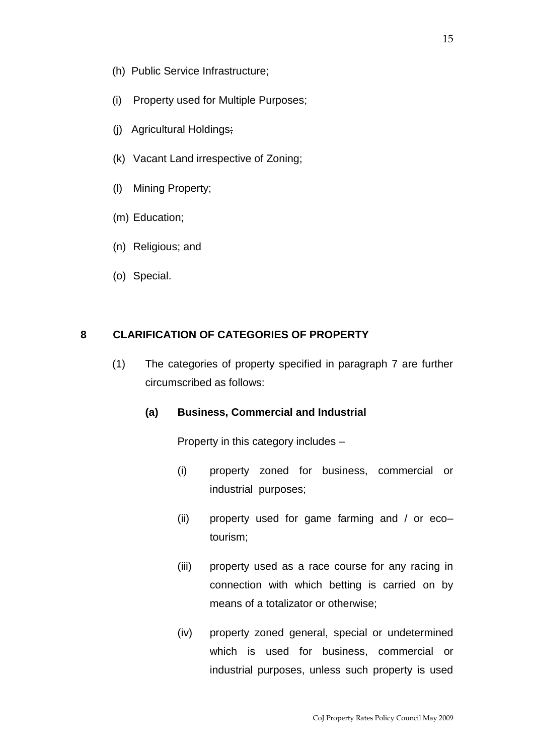(h) Public Service Infrastructure;

(i) Property used for Multiple Purposes;

(j) Agricultural Holdings;

(k) Vacant Land irrespective of Zoning;

(l) Mining Property;

(m) Education;

(n) Religious; and

(o) Special.

## 8 CLARIFICATION OF CATEGORIES OF PROPERTY

(1) The categories of property specified in paragraph 7 are further circumscribed as follows:

**(a) Business, Commercial and Industrial**

Property in this category includes –

(i) property zoned for business, commercial or industrial purposes;

(ii) property used for game farming and / or eco–tourism;

(iii) property used as a race course for any racing in connection with which betting is carried on by means of a totalizator or otherwise;

(iv) property zoned general, special or undetermined which is used for business, commercial or industrial purposes, unless such property is used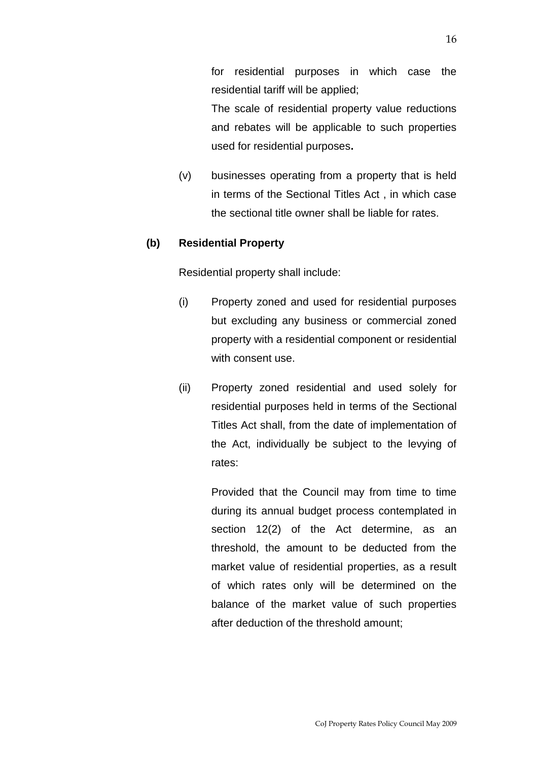for residential purposes in which case the residential tariff will be applied;

The scale of residential property value reductions and rebates will be applicable to such properties used for residential purposes**.**

(v) businesses operating from a property that is held in terms of the Sectional Titles Act , in which case the sectional title owner shall be liable for rates.

**(b) Residential Property**

Residential property shall include:

(i) Property zoned and used for residential purposes but excluding any business or commercial zoned property with a residential component or residential with consent use.

(ii) Property zoned residential and used solely for residential purposes held in terms of the Sectional Titles Act shall, from the date of implementation of the Act, individually be subject to the levying of rates:

Provided that the Council may from time to time during its annual budget process contemplated in section 12(2) of the Act determine, as an threshold, the amount to be deducted from the market value of residential properties, as a result of which rates only will be determined on the balance of the market value of such properties after deduction of the threshold amount;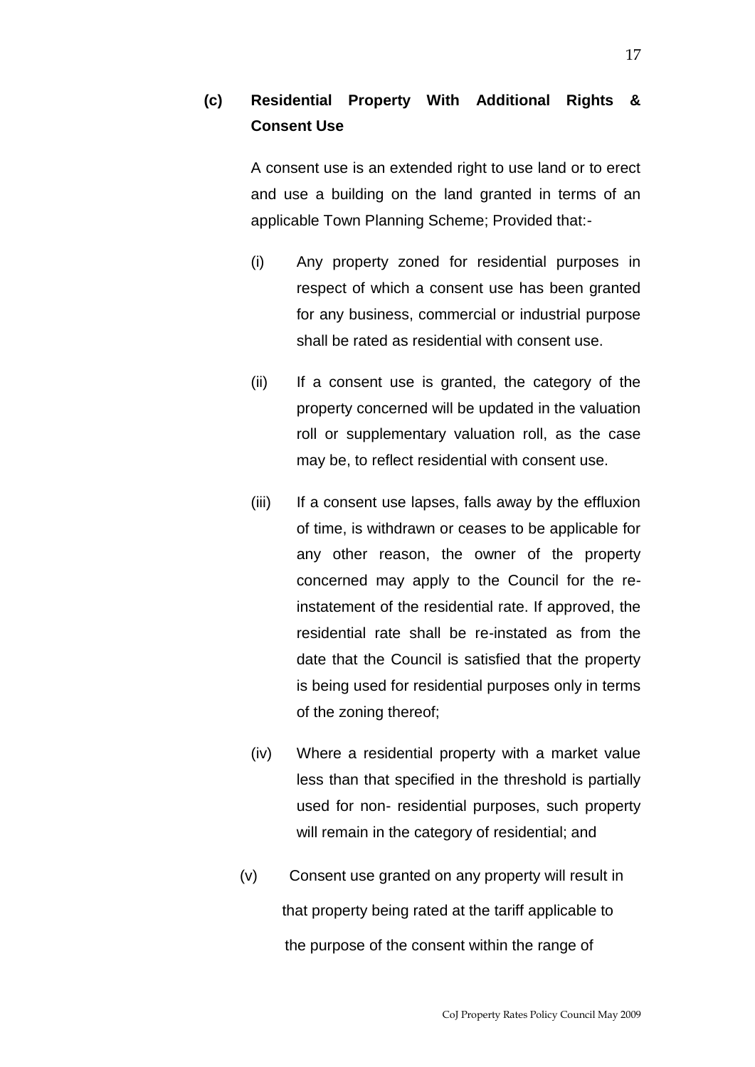**(c) Residential Property With Additional Rights & Consent Use**

A consent use is an extended right to use land or to erect and use a building on the land granted in terms of an applicable Town Planning Scheme; Provided that:-

(i) Any property zoned for residential purposes in respect of which a consent use has been granted for any business, commercial or industrial purpose shall be rated as residential with consent use.

(ii) If a consent use is granted, the category of the property concerned will be updated in the valuation roll or supplementary valuation roll, as the case may be, to reflect residential with consent use.

(iii) If a consent use lapses, falls away by the effluxion of time, is withdrawn or ceases to be applicable for any other reason, the owner of the property concerned may apply to the Council for the re-instatement of the residential rate. If approved, the residential rate shall be re-instated as from the date that the Council is satisfied that the property is being used for residential purposes only in terms of the zoning thereof;

(iv) Where a residential property with a market value less than that specified in the threshold is partially used for non- residential purposes, such property will remain in the category of residential; and

(v) Consent use granted on any property will result in that property being rated at the tariff applicable to the purpose of the consent within the range of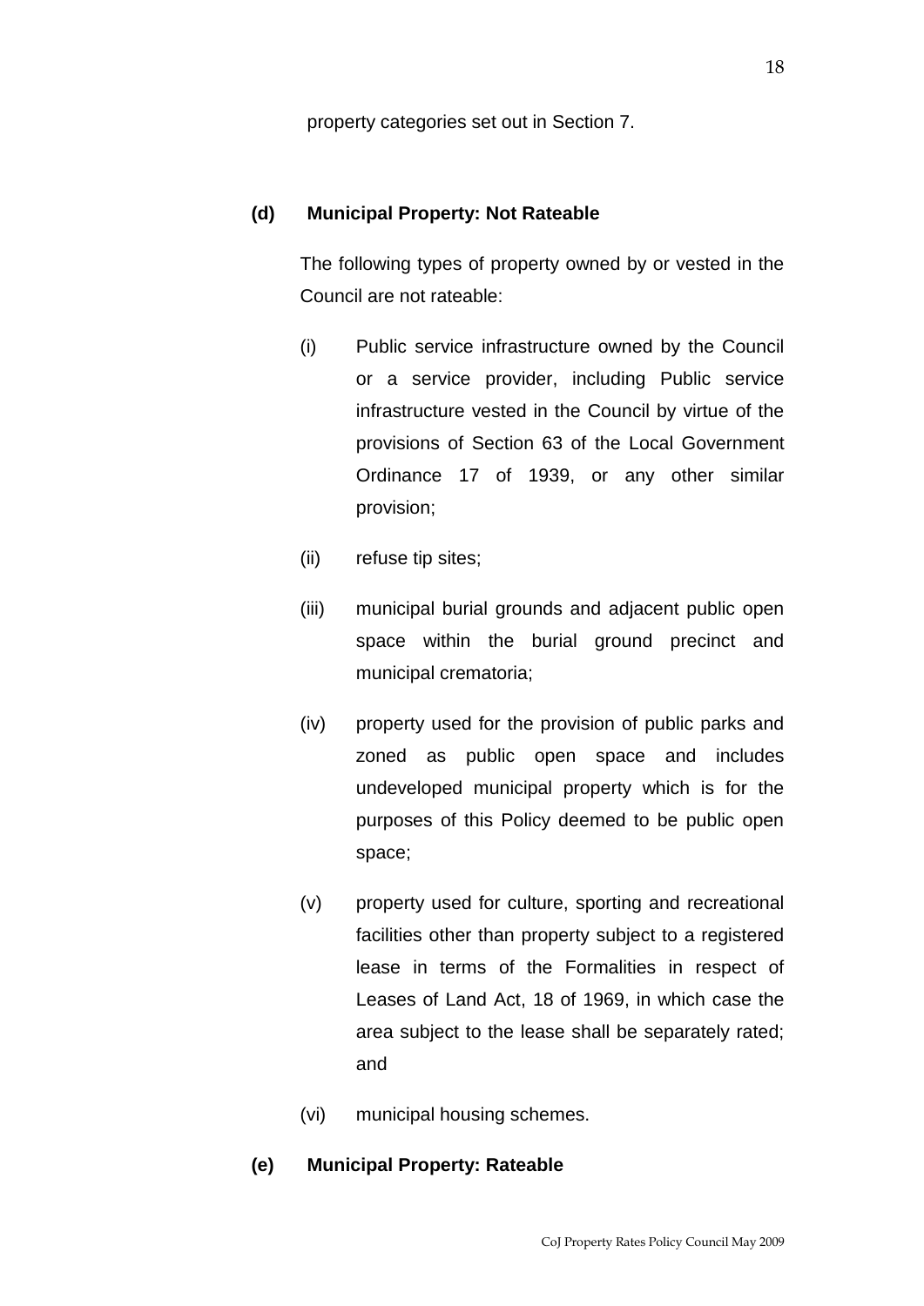property categories set out in Section 7.

**(d) Municipal Property: Not Rateable**

The following types of property owned by or vested in the Council are not rateable:

(i) Public service infrastructure owned by the Council or a service provider, including Public service infrastructure vested in the Council by virtue of the provisions of Section 63 of the Local Government Ordinance 17 of 1939, or any other similar provision;

(ii) refuse tip sites;

(iii) municipal burial grounds and adjacent public open space within the burial ground precinct and municipal crematoria;

(iv) property used for the provision of public parks and zoned as public open space and includes undeveloped municipal property which is for the purposes of this Policy deemed to be public open space;

(v) property used for culture, sporting and recreational facilities other than property subject to a registered lease in terms of the Formalities in respect of Leases of Land Act, 18 of 1969, in which case the area subject to the lease shall be separately rated; and

(vi) municipal housing schemes.

**(e) Municipal Property: Rateable**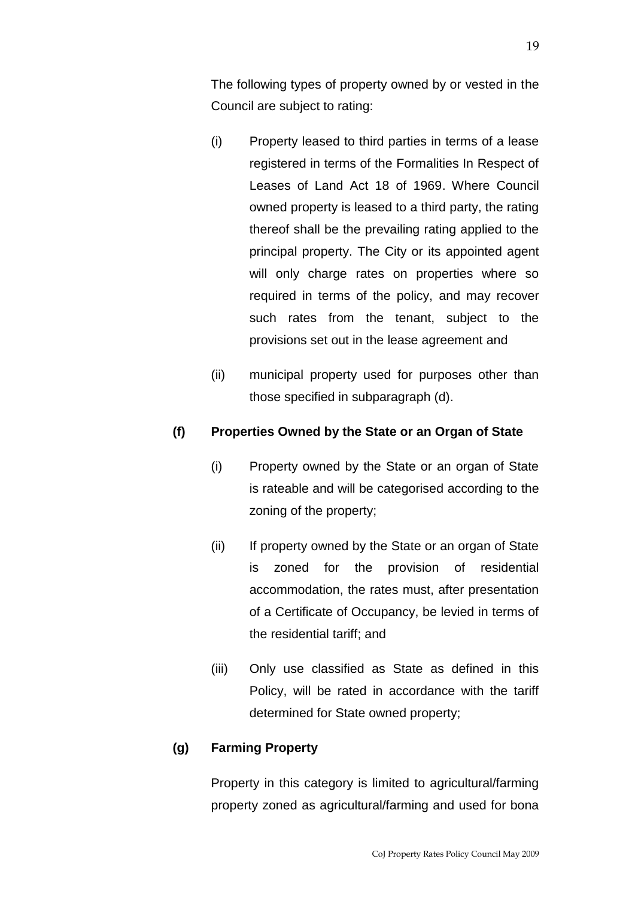The following types of property owned by or vested in the Council are subject to rating:

(i) Property leased to third parties in terms of a lease registered in terms of the Formalities In Respect of Leases of Land Act 18 of 1969. Where Council owned property is leased to a third party, the rating thereof shall be the prevailing rating applied to the principal property. The City or its appointed agent will only charge rates on properties where so required in terms of the policy, and may recover such rates from the tenant, subject to the provisions set out in the lease agreement and

(ii) municipal property used for purposes other than those specified in subparagraph (d).

**(f) Properties Owned by the State or an Organ of State**

(i) Property owned by the State or an organ of State is rateable and will be categorised according to the zoning of the property;

(ii) If property owned by the State or an organ of State is zoned for the provision of residential accommodation, the rates must, after presentation of a Certificate of Occupancy, be levied in terms of the residential tariff; and

(iii) Only use classified as State as defined in this Policy, will be rated in accordance with the tariff determined for State owned property;

**(g) Farming Property**

Property in this category is limited to agricultural/farming property zoned as agricultural/farming and used for bona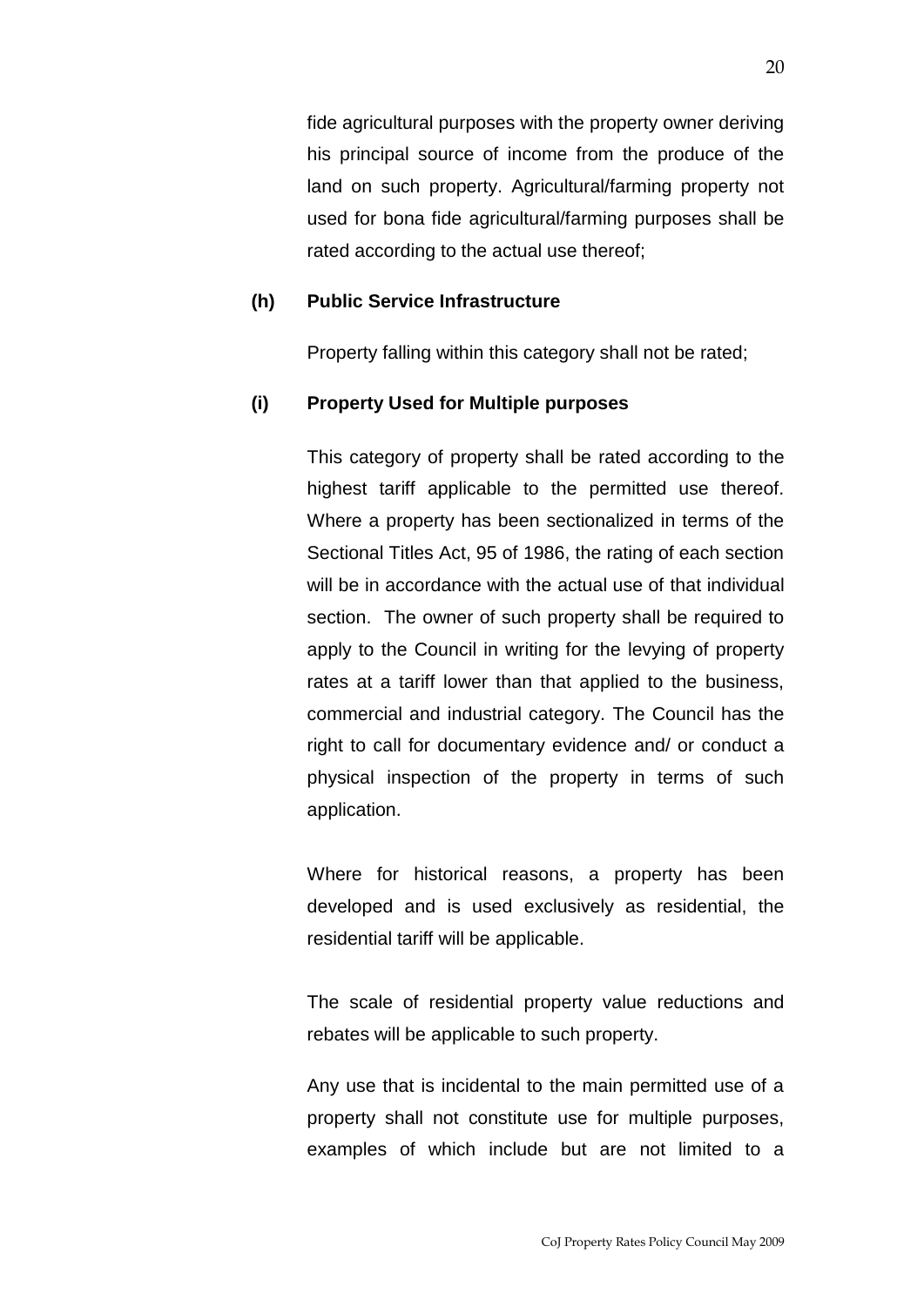fide agricultural purposes with the property owner deriving his principal source of income from the produce of the land on such property. Agricultural/farming property not used for bona fide agricultural/farming purposes shall be rated according to the actual use thereof;

**(h) Public Service Infrastructure**

Property falling within this category shall not be rated;

**(i) Property Used for Multiple purposes**

This category of property shall be rated according to the highest tariff applicable to the permitted use thereof. Where a property has been sectionalized in terms of the Sectional Titles Act, 95 of 1986, the rating of each section will be in accordance with the actual use of that individual section. The owner of such property shall be required to apply to the Council in writing for the levying of property rates at a tariff lower than that applied to the business, commercial and industrial category. The Council has the right to call for documentary evidence and/ or conduct a physical inspection of the property in terms of such application.

Where for historical reasons, a property has been developed and is used exclusively as residential, the residential tariff will be applicable.

The scale of residential property value reductions and rebates will be applicable to such property.

Any use that is incidental to the main permitted use of a property shall not constitute use for multiple purposes, examples of which include but are not limited to a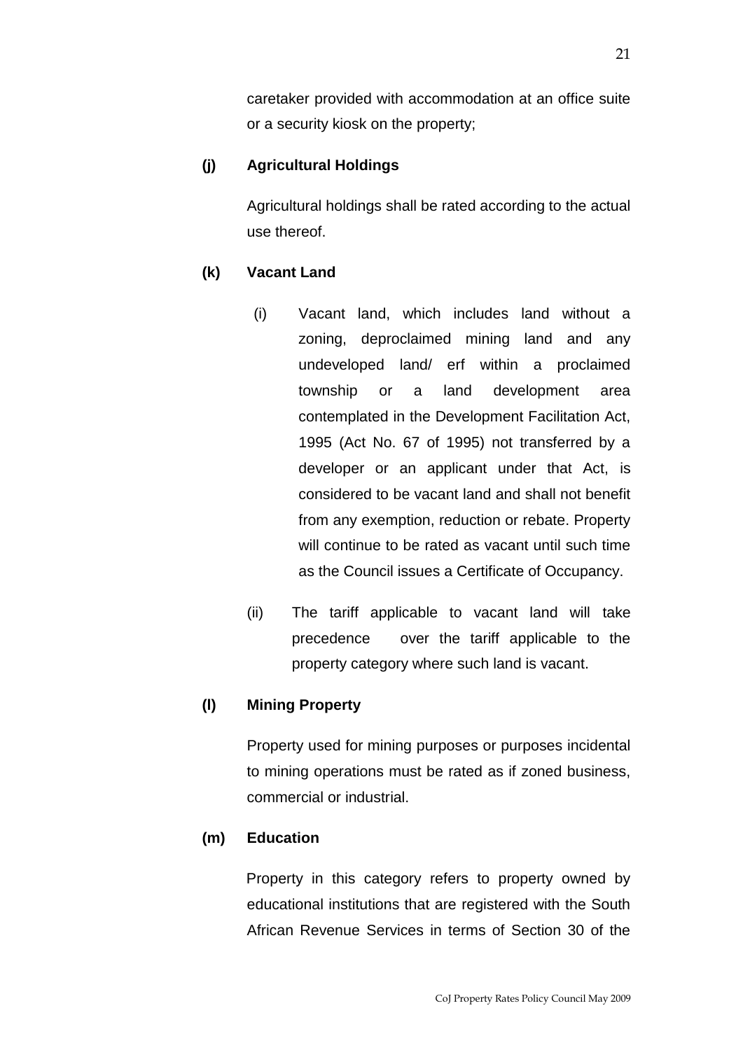caretaker provided with accommodation at an office suite or a security kiosk on the property;

**(j) Agricultural Holdings**

Agricultural holdings shall be rated according to the actual use thereof.

**(k) Vacant Land**

(i) Vacant land, which includes land without a zoning, deproclaimed mining land and any undeveloped land/ erf within a proclaimed township or a land development area contemplated in the Development Facilitation Act, 1995 (Act No. 67 of 1995) not transferred by a developer or an applicant under that Act, is considered to be vacant land and shall not benefit from any exemption, reduction or rebate. Property will continue to be rated as vacant until such time as the Council issues a Certificate of Occupancy.

(ii) The tariff applicable to vacant land will take precedence over the tariff applicable to the property category where such land is vacant.

**(l) Mining Property**

Property used for mining purposes or purposes incidental to mining operations must be rated as if zoned business, commercial or industrial.

**(m) Education**

Property in this category refers to property owned by educational institutions that are registered with the South African Revenue Services in terms of Section 30 of the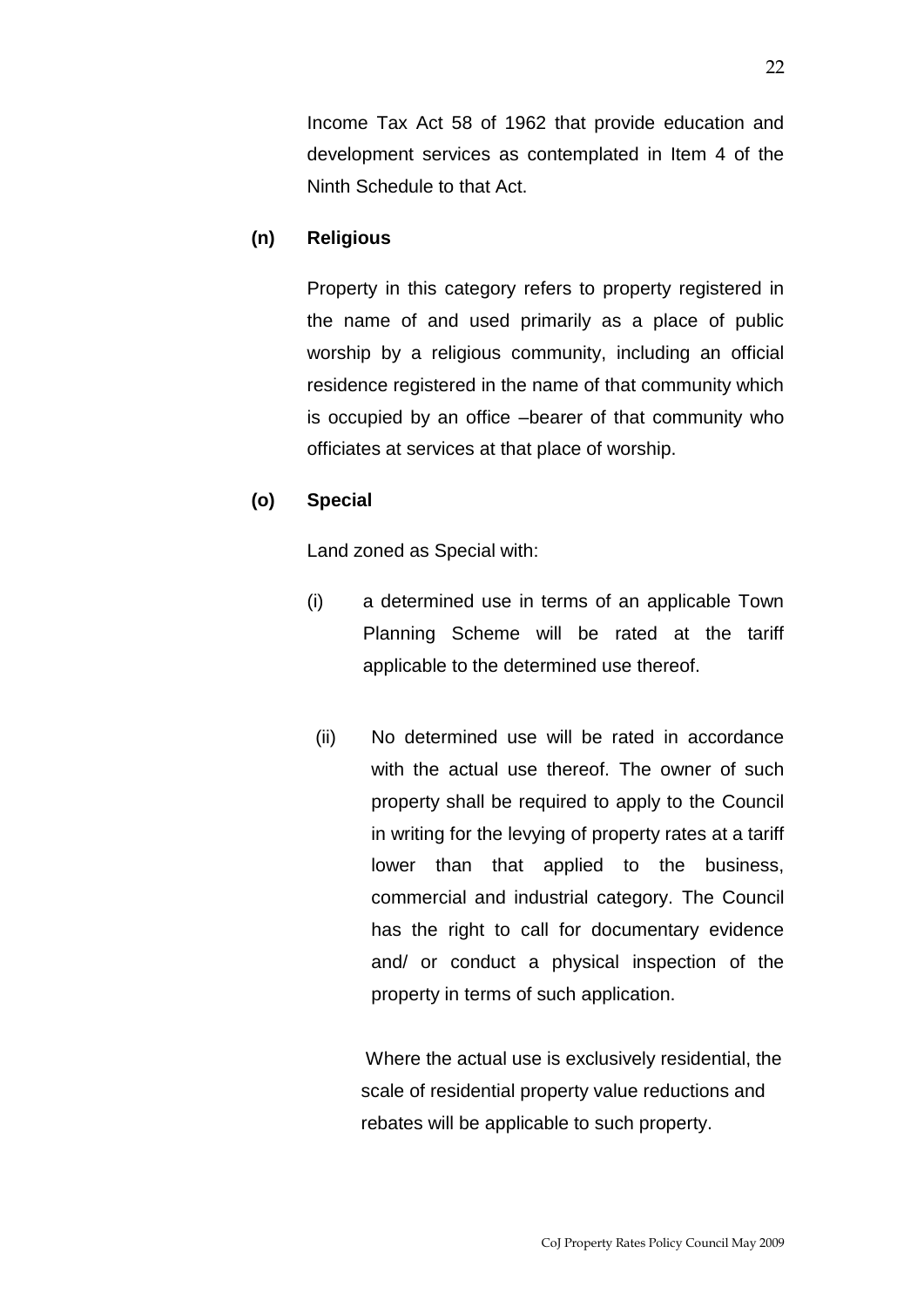Income Tax Act 58 of 1962 that provide education and development services as contemplated in Item 4 of the Ninth Schedule to that Act.

**(n) Religious**

Property in this category refers to property registered in the name of and used primarily as a place of public worship by a religious community, including an official residence registered in the name of that community which is occupied by an office –bearer of that community who officiates at services at that place of worship.

**(o) Special**

Land zoned as Special with:

(i) a determined use in terms of an applicable Town Planning Scheme will be rated at the tariff applicable to the determined use thereof.

(ii) No determined use will be rated in accordance with the actual use thereof. The owner of such property shall be required to apply to the Council in writing for the levying of property rates at a tariff lower than that applied to the business, commercial and industrial category. The Council has the right to call for documentary evidence and/ or conduct a physical inspection of the property in terms of such application.

Where the actual use is exclusively residential, the scale of residential property value reductions and rebates will be applicable to such property.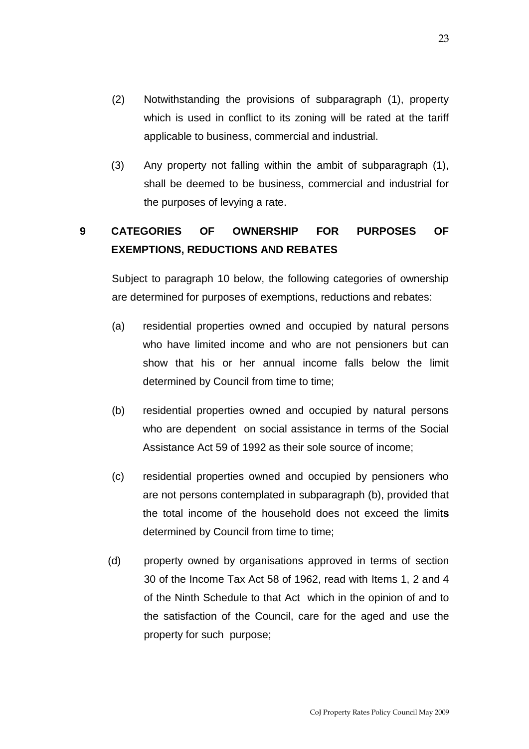(2) Notwithstanding the provisions of subparagraph (1), property which is used in conflict to its zoning will be rated at the tariff applicable to business, commercial and industrial.

(3) Any property not falling within the ambit of subparagraph (1), shall be deemed to be business, commercial and industrial for the purposes of levying a rate.

## 9 CATEGORIES OF OWNERSHIP FOR PURPOSES OF EXEMPTIONS, REDUCTIONS AND REBATES

Subject to paragraph 10 below, the following categories of ownership are determined for purposes of exemptions, reductions and rebates:

(a) residential properties owned and occupied by natural persons who have limited income and who are not pensioners but can show that his or her annual income falls below the limit determined by Council from time to time;

(b) residential properties owned and occupied by natural persons who are dependent on social assistance in terms of the Social Assistance Act 59 of 1992 as their sole source of income;

(c) residential properties owned and occupied by pensioners who are not persons contemplated in subparagraph (b), provided that the total income of the household does not exceed the limit**s** determined by Council from time to time;

(d) property owned by organisations approved in terms of section 30 of the Income Tax Act 58 of 1962, read with Items 1, 2 and 4 of the Ninth Schedule to that Act which in the opinion of and to the satisfaction of the Council, care for the aged and use the property for such purpose;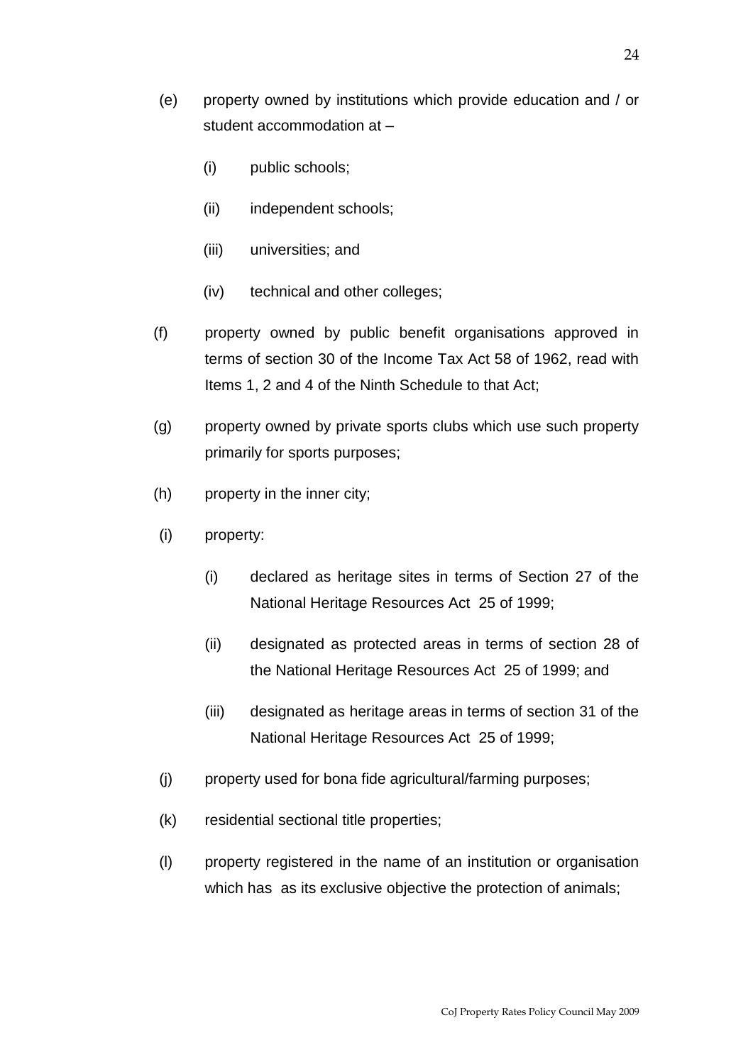(e) property owned by institutions which provide education and / or student accommodation at –

    (i) public schools;

    (ii) independent schools;

    (iii) universities; and

    (iv) technical and other colleges;

(f) property owned by public benefit organisations approved in terms of section 30 of the Income Tax Act 58 of 1962, read with Items 1, 2 and 4 of the Ninth Schedule to that Act;

(g) property owned by private sports clubs which use such property primarily for sports purposes;

(h) property in the inner city;

(i) property:

    (i) declared as heritage sites in terms of Section 27 of the National Heritage Resources Act 25 of 1999;

    (ii) designated as protected areas in terms of section 28 of the National Heritage Resources Act 25 of 1999; and

    (iii) designated as heritage areas in terms of section 31 of the National Heritage Resources Act 25 of 1999;

(j) property used for bona fide agricultural/farming purposes;

(k) residential sectional title properties;

(l) property registered in the name of an institution or organisation which has as its exclusive objective the protection of animals;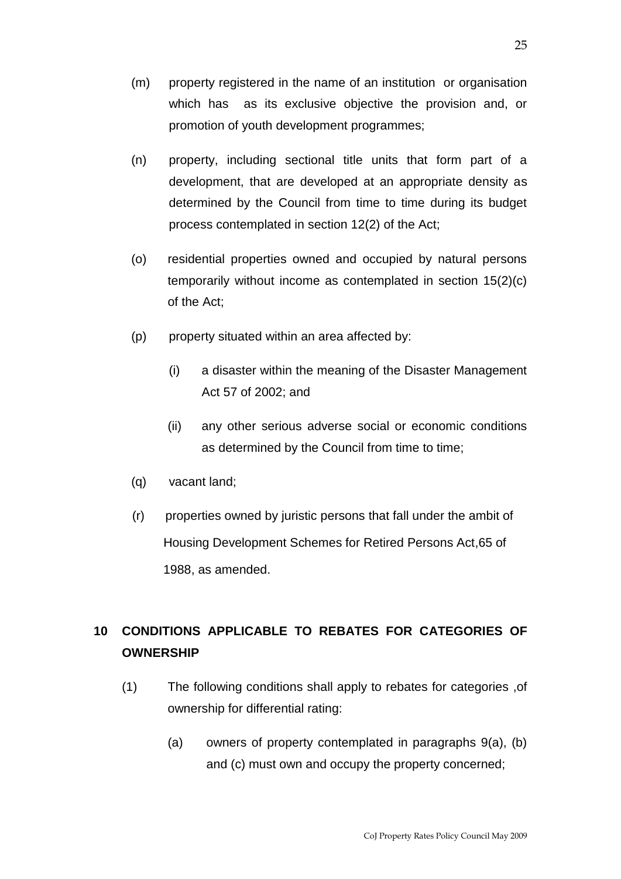(m) property registered in the name of an institution or organisation which has as its exclusive objective the provision and, or promotion of youth development programmes;

(n) property, including sectional title units that form part of a development, that are developed at an appropriate density as determined by the Council from time to time during its budget process contemplated in section 12(2) of the Act;

(o) residential properties owned and occupied by natural persons temporarily without income as contemplated in section 15(2)(c) of the Act;

(p) property situated within an area affected by:

  (i) a disaster within the meaning of the Disaster Management Act 57 of 2002; and

  (ii) any other serious adverse social or economic conditions as determined by the Council from time to time;

(q) vacant land;

(r) properties owned by juristic persons that fall under the ambit of Housing Development Schemes for Retired Persons Act,65 of 1988, as amended.

## 10 CONDITIONS APPLICABLE TO REBATES FOR CATEGORIES OF OWNERSHIP

(1) The following conditions shall apply to rebates for categories ,of ownership for differential rating:

  (a) owners of property contemplated in paragraphs 9(a), (b) and (c) must own and occupy the property concerned;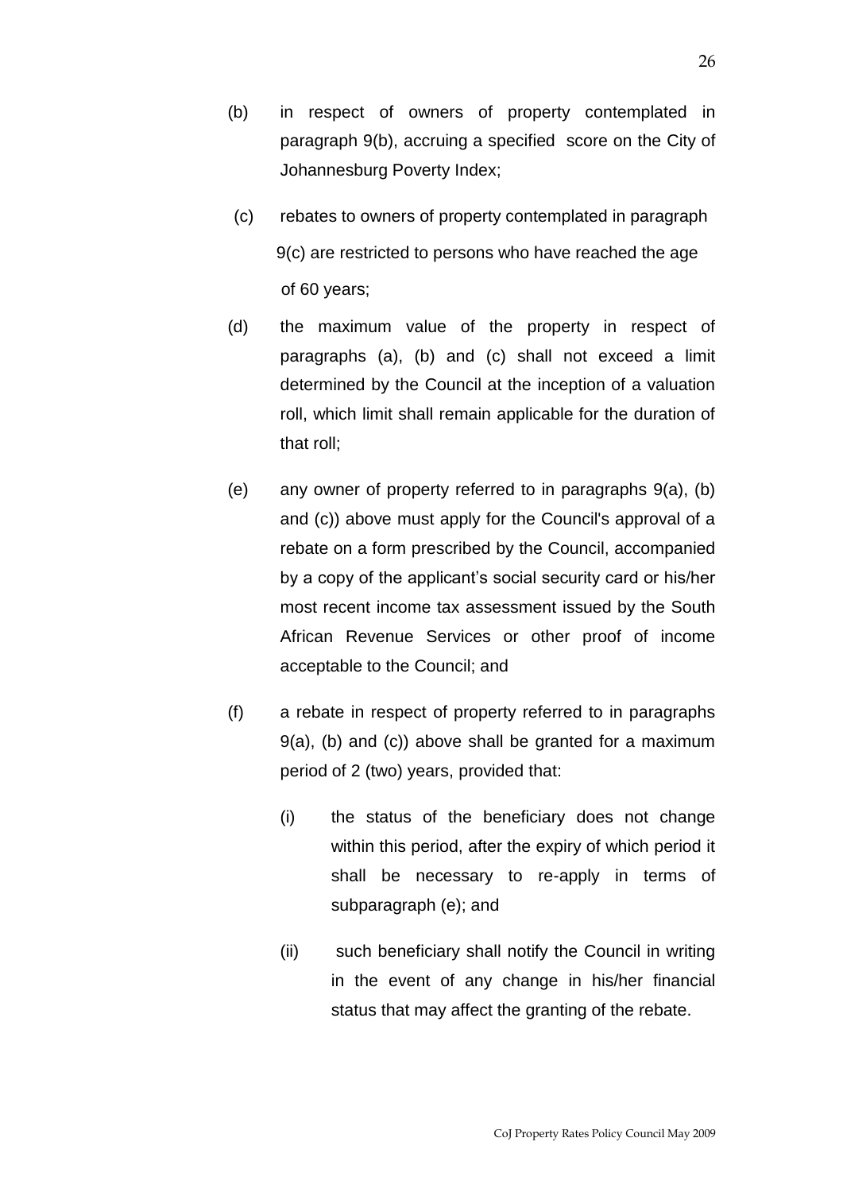(b) in respect of owners of property contemplated in paragraph 9(b), accruing a specified score on the City of Johannesburg Poverty Index;

(c) rebates to owners of property contemplated in paragraph 9(c) are restricted to persons who have reached the age of 60 years;

(d) the maximum value of the property in respect of paragraphs (a), (b) and (c) shall not exceed a limit determined by the Council at the inception of a valuation roll, which limit shall remain applicable for the duration of that roll;

(e) any owner of property referred to in paragraphs 9(a), (b) and (c)) above must apply for the Council's approval of a rebate on a form prescribed by the Council, accompanied by a copy of the applicant's social security card or his/her most recent income tax assessment issued by the South African Revenue Services or other proof of income acceptable to the Council; and

(f) a rebate in respect of property referred to in paragraphs 9(a), (b) and (c)) above shall be granted for a maximum period of 2 (two) years, provided that:

   (i) the status of the beneficiary does not change within this period, after the expiry of which period it shall be necessary to re-apply in terms of subparagraph (e); and

   (ii) such beneficiary shall notify the Council in writing in the event of any change in his/her financial status that may affect the granting of the rebate.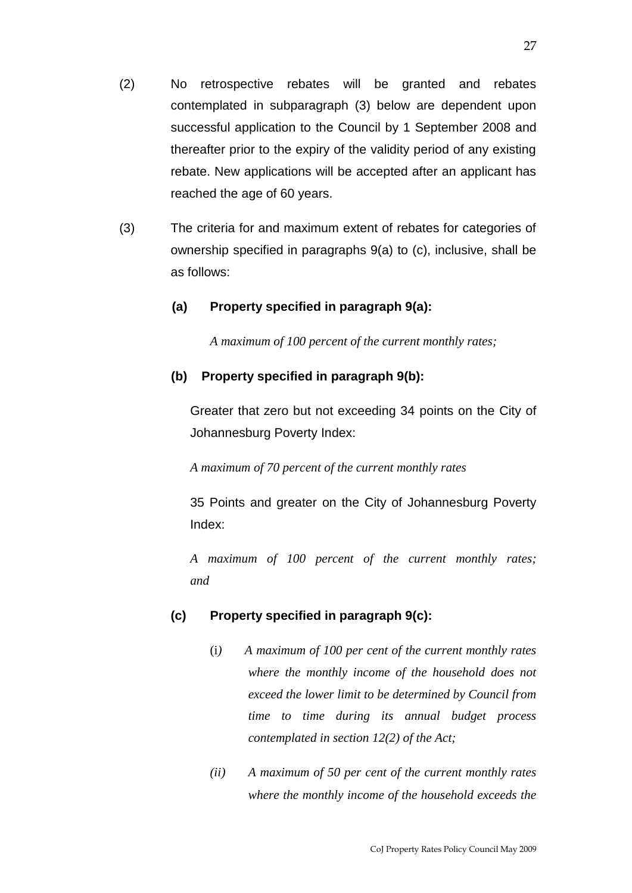(2) No retrospective rebates will be granted and rebates contemplated in subparagraph (3) below are dependent upon successful application to the Council by 1 September 2008 and thereafter prior to the expiry of the validity period of any existing rebate. New applications will be accepted after an applicant has reached the age of 60 years.

(3) The criteria for and maximum extent of rebates for categories of ownership specified in paragraphs 9(a) to (c), inclusive, shall be as follows:

**(a) Property specified in paragraph 9(a):**

*A maximum of 100 percent of the current monthly rates;*

**(b) Property specified in paragraph 9(b):**

Greater that zero but not exceeding 34 points on the City of Johannesburg Poverty Index:

*A maximum of 70 percent of the current monthly rates*

35 Points and greater on the City of Johannesburg Poverty Index:

*A maximum of 100 percent of the current monthly rates; and*

**(c) Property specified in paragraph 9(c):**

(i) *A maximum of 100 per cent of the current monthly rates where the monthly income of the household does not exceed the lower limit to be determined by Council from time to time during its annual budget process contemplated in section 12(2) of the Act;*

*(ii) A maximum of 50 per cent of the current monthly rates where the monthly income of the household exceeds the*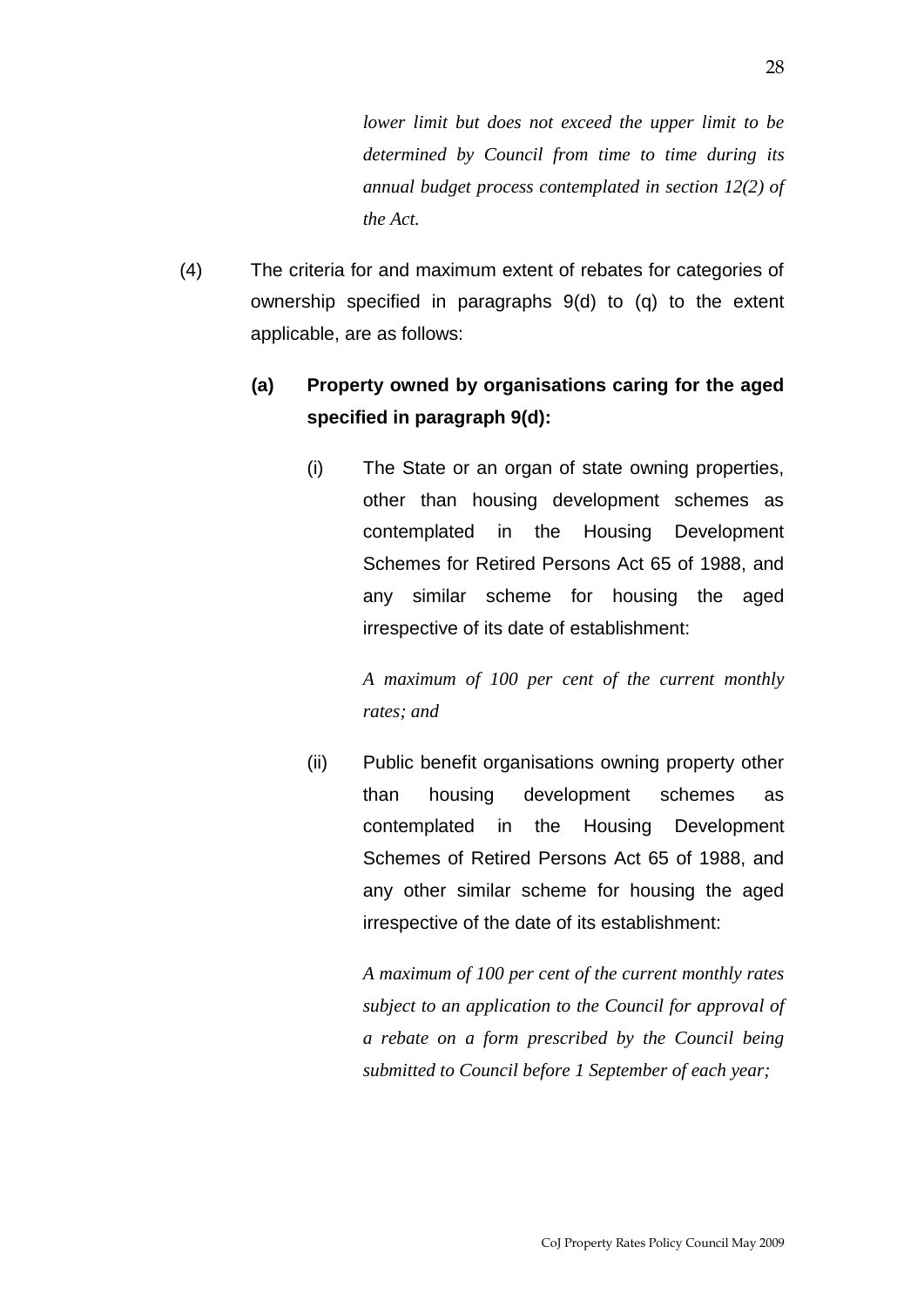*lower limit but does not exceed the upper limit to be determined by Council from time to time during its annual budget process contemplated in section 12(2) of the Act.*

(4) The criteria for and maximum extent of rebates for categories of ownership specified in paragraphs 9(d) to (q) to the extent applicable, are as follows:

**(a) Property owned by organisations caring for the aged specified in paragraph 9(d):**

(i) The State or an organ of state owning properties, other than housing development schemes as contemplated in the Housing Development Schemes for Retired Persons Act 65 of 1988, and any similar scheme for housing the aged irrespective of its date of establishment:

*A maximum of 100 per cent of the current monthly rates; and*

(ii) Public benefit organisations owning property other than housing development schemes as contemplated in the Housing Development Schemes of Retired Persons Act 65 of 1988, and any other similar scheme for housing the aged irrespective of the date of its establishment:

*A maximum of 100 per cent of the current monthly rates subject to an application to the Council for approval of a rebate on a form prescribed by the Council being submitted to Council before 1 September of each year;*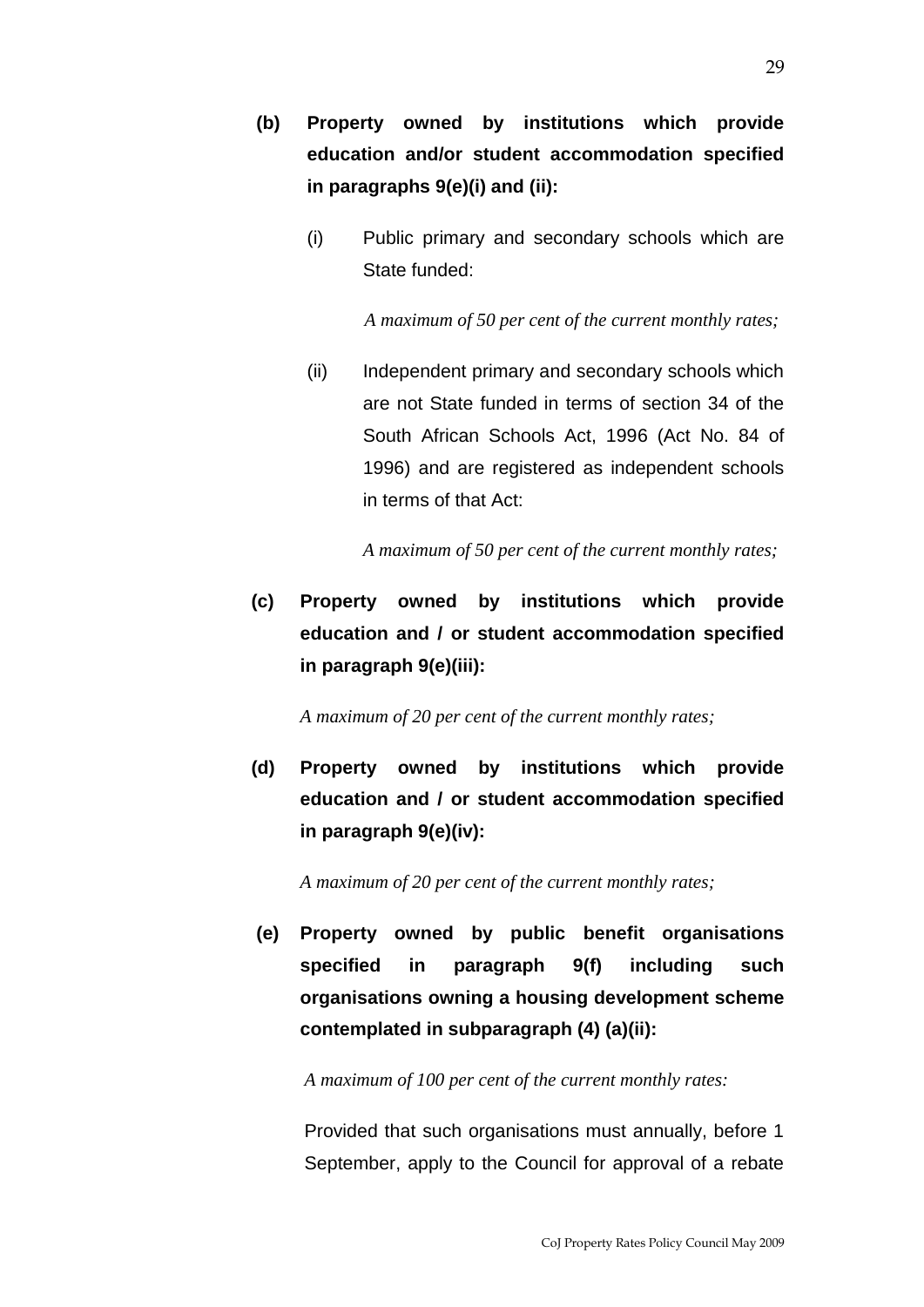**(b) Property owned by institutions which provide education and/or student accommodation specified in paragraphs 9(e)(i) and (ii):**

(i) Public primary and secondary schools which are State funded:

*A maximum of 50 per cent of the current monthly rates;*

(ii) Independent primary and secondary schools which are not State funded in terms of section 34 of the South African Schools Act, 1996 (Act No. 84 of 1996) and are registered as independent schools in terms of that Act:

*A maximum of 50 per cent of the current monthly rates;*

**(c) Property owned by institutions which provide education and / or student accommodation specified in paragraph 9(e)(iii):**

*A maximum of 20 per cent of the current monthly rates;*

**(d) Property owned by institutions which provide education and / or student accommodation specified in paragraph 9(e)(iv):**

*A maximum of 20 per cent of the current monthly rates;*

**(e) Property owned by public benefit organisations specified in paragraph 9(f) including such organisations owning a housing development scheme contemplated in subparagraph (4) (a)(ii):**

*A maximum of 100 per cent of the current monthly rates:*

Provided that such organisations must annually, before 1 September, apply to the Council for approval of a rebate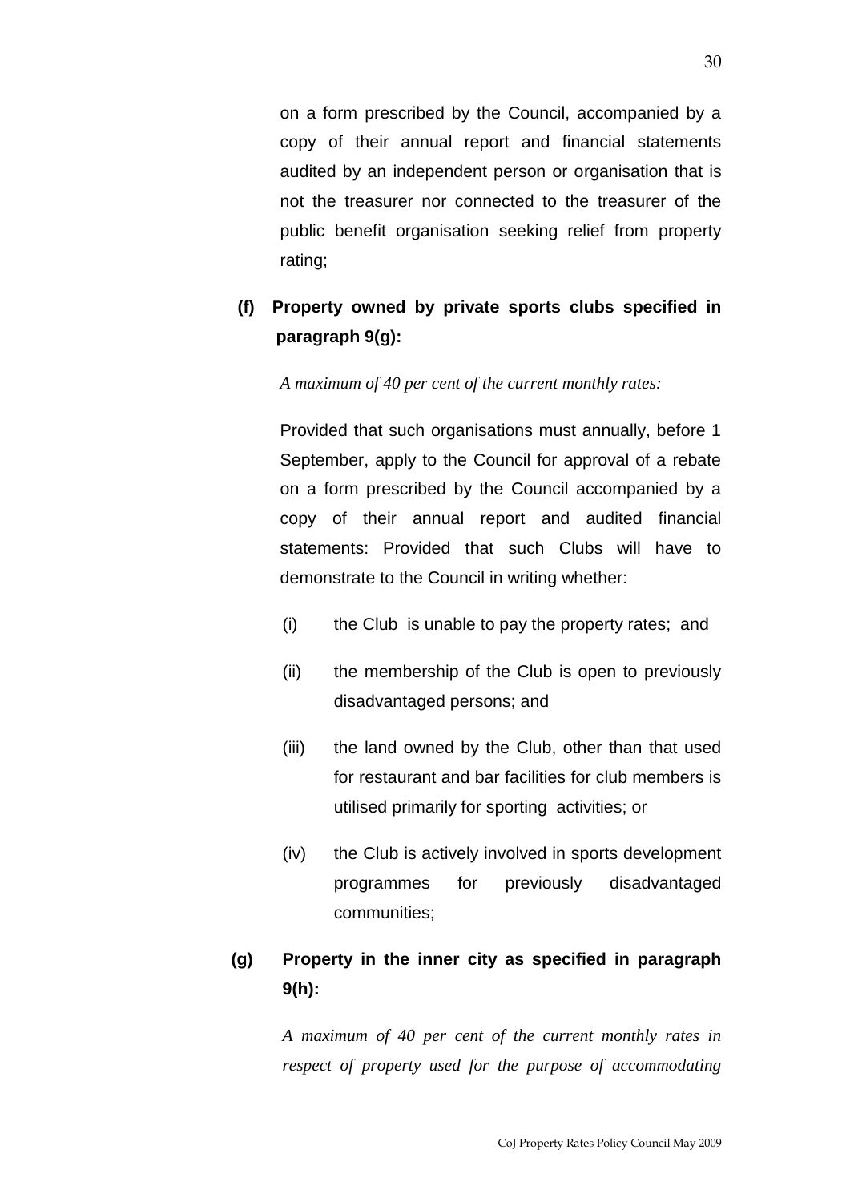on a form prescribed by the Council, accompanied by a copy of their annual report and financial statements audited by an independent person or organisation that is not the treasurer nor connected to the treasurer of the public benefit organisation seeking relief from property rating;

**(f) Property owned by private sports clubs specified in paragraph 9(g):**

*A maximum of 40 per cent of the current monthly rates:*

Provided that such organisations must annually, before 1 September, apply to the Council for approval of a rebate on a form prescribed by the Council accompanied by a copy of their annual report and audited financial statements: Provided that such Clubs will have to demonstrate to the Council in writing whether:

(i) the Club is unable to pay the property rates; and

(ii) the membership of the Club is open to previously disadvantaged persons; and

(iii) the land owned by the Club, other than that used for restaurant and bar facilities for club members is utilised primarily for sporting activities; or

(iv) the Club is actively involved in sports development programmes for previously disadvantaged communities;

**(g) Property in the inner city as specified in paragraph 9(h):**

*A maximum of 40 per cent of the current monthly rates in respect of property used for the purpose of accommodating*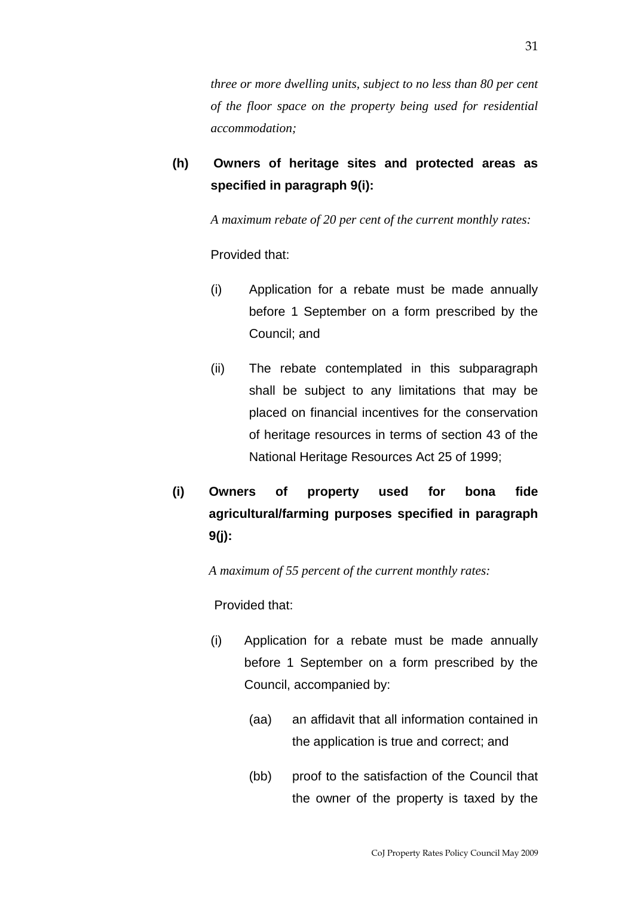*three or more dwelling units, subject to no less than 80 per cent of the floor space on the property being used for residential accommodation;*

**(h) Owners of heritage sites and protected areas as specified in paragraph 9(i):**

*A maximum rebate of 20 per cent of the current monthly rates:*

Provided that:

(i) Application for a rebate must be made annually before 1 September on a form prescribed by the Council; and

(ii) The rebate contemplated in this subparagraph shall be subject to any limitations that may be placed on financial incentives for the conservation of heritage resources in terms of section 43 of the National Heritage Resources Act 25 of 1999;

**(i) Owners of property used for bona fide agricultural/farming purposes specified in paragraph 9(j):**

*A maximum of 55 percent of the current monthly rates:*

Provided that:

(i) Application for a rebate must be made annually before 1 September on a form prescribed by the Council, accompanied by:

   (aa) an affidavit that all information contained in the application is true and correct; and

   (bb) proof to the satisfaction of the Council that the owner of the property is taxed by the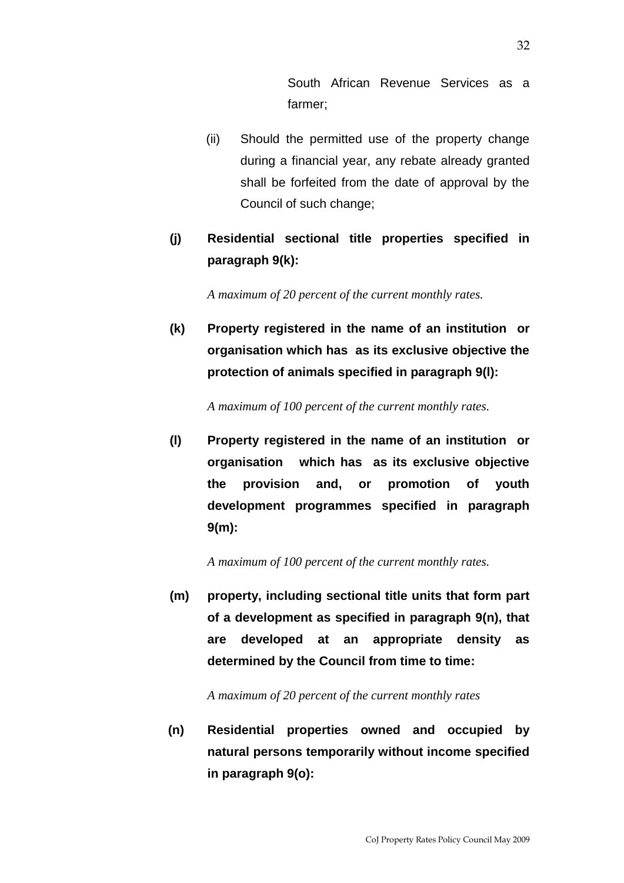South African Revenue Services as a farmer;

(ii) Should the permitted use of the property change during a financial year, any rebate already granted shall be forfeited from the date of approval by the Council of such change;

**(j) Residential sectional title properties specified in paragraph 9(k):**

*A maximum of 20 percent of the current monthly rates.*

**(k) Property registered in the name of an institution or organisation which has as its exclusive objective the protection of animals specified in paragraph 9(l):**

*A maximum of 100 percent of the current monthly rates.*

**(l) Property registered in the name of an institution or organisation which has as its exclusive objective the provision and, or promotion of youth development programmes specified in paragraph 9(m):**

*A maximum of 100 percent of the current monthly rates.*

**(m) property, including sectional title units that form part of a development as specified in paragraph 9(n), that are developed at an appropriate density as determined by the Council from time to time:**

*A maximum of 20 percent of the current monthly rates*

**(n) Residential properties owned and occupied by natural persons temporarily without income specified in paragraph 9(o):**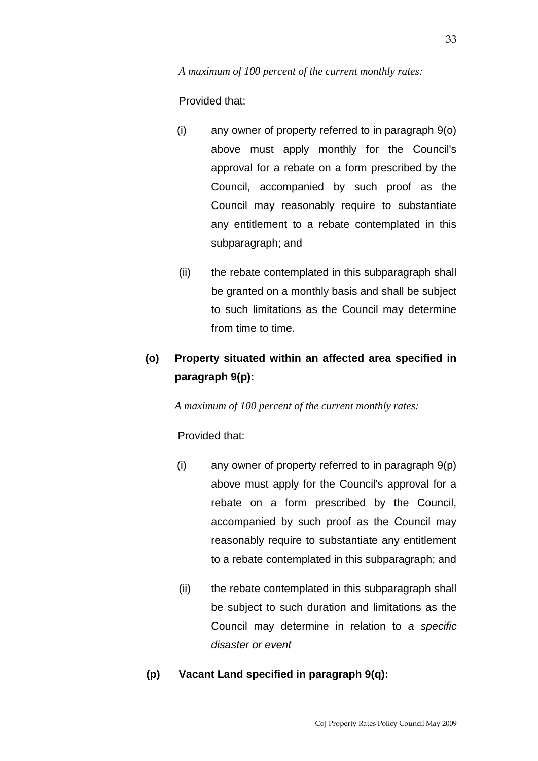*A maximum of 100 percent of the current monthly rates:*

Provided that:

(i) any owner of property referred to in paragraph 9(o) above must apply monthly for the Council's approval for a rebate on a form prescribed by the Council, accompanied by such proof as the Council may reasonably require to substantiate any entitlement to a rebate contemplated in this subparagraph; and

(ii) the rebate contemplated in this subparagraph shall be granted on a monthly basis and shall be subject to such limitations as the Council may determine from time to time.

**(o) Property situated within an affected area specified in paragraph 9(p):**

*A maximum of 100 percent of the current monthly rates:*

Provided that:

(i) any owner of property referred to in paragraph 9(p) above must apply for the Council's approval for a rebate on a form prescribed by the Council, accompanied by such proof as the Council may reasonably require to substantiate any entitlement to a rebate contemplated in this subparagraph; and

(ii) the rebate contemplated in this subparagraph shall be subject to such duration and limitations as the Council may determine in relation to *a specific disaster or event*

**(p) Vacant Land specified in paragraph 9(q):**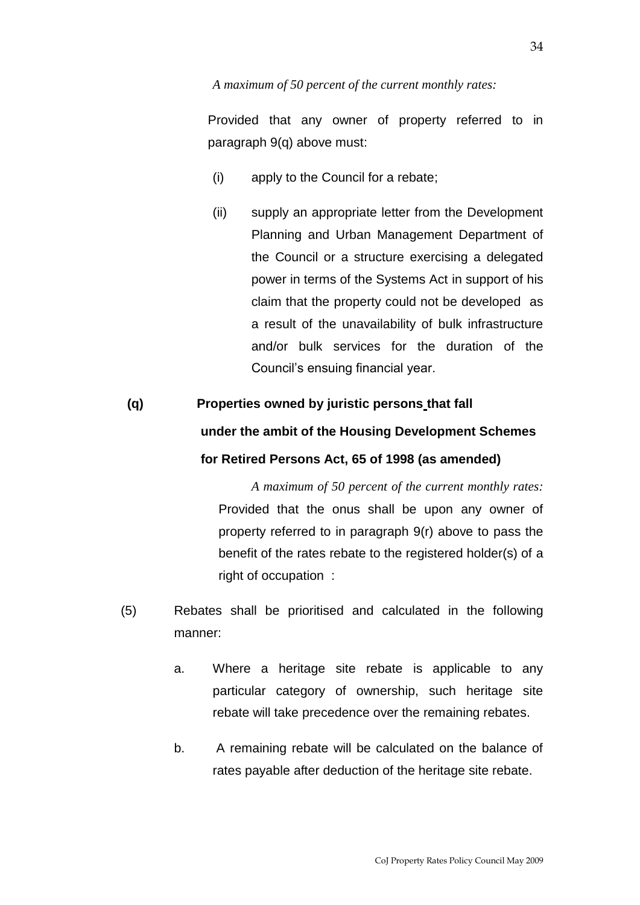*A maximum of 50 percent of the current monthly rates:*

Provided that any owner of property referred to in paragraph 9(q) above must:

(i) apply to the Council for a rebate;

(ii) supply an appropriate letter from the Development Planning and Urban Management Department of the Council or a structure exercising a delegated power in terms of the Systems Act in support of his claim that the property could not be developed as a result of the unavailability of bulk infrastructure and/or bulk services for the duration of the Council's ensuing financial year.

**(q) Properties owned by juristic persons that fall under the ambit of the Housing Development Schemes for Retired Persons Act, 65 of 1998 (as amended)**

*A maximum of 50 percent of the current monthly rates:*
Provided that the onus shall be upon any owner of property referred to in paragraph 9(r) above to pass the benefit of the rates rebate to the registered holder(s) of a right of occupation :

(5) Rebates shall be prioritised and calculated in the following manner:

a. Where a heritage site rebate is applicable to any particular category of ownership, such heritage site rebate will take precedence over the remaining rebates.

b. A remaining rebate will be calculated on the balance of rates payable after deduction of the heritage site rebate.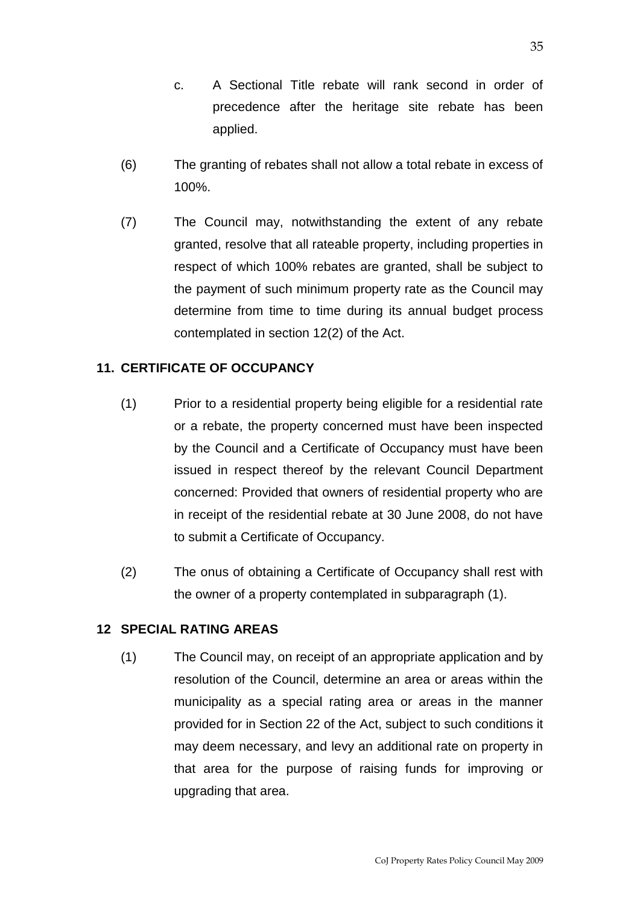c. A Sectional Title rebate will rank second in order of precedence after the heritage site rebate has been applied.

(6) The granting of rebates shall not allow a total rebate in excess of 100%.

(7) The Council may, notwithstanding the extent of any rebate granted, resolve that all rateable property, including properties in respect of which 100% rebates are granted, shall be subject to the payment of such minimum property rate as the Council may determine from time to time during its annual budget process contemplated in section 12(2) of the Act.

**11. CERTIFICATE OF OCCUPANCY**

(1) Prior to a residential property being eligible for a residential rate or a rebate, the property concerned must have been inspected by the Council and a Certificate of Occupancy must have been issued in respect thereof by the relevant Council Department concerned: Provided that owners of residential property who are in receipt of the residential rebate at 30 June 2008, do not have to submit a Certificate of Occupancy.

(2) The onus of obtaining a Certificate of Occupancy shall rest with the owner of a property contemplated in subparagraph (1).

**12 SPECIAL RATING AREAS**

(1) The Council may, on receipt of an appropriate application and by resolution of the Council, determine an area or areas within the municipality as a special rating area or areas in the manner provided for in Section 22 of the Act, subject to such conditions it may deem necessary, and levy an additional rate on property in that area for the purpose of raising funds for improving or upgrading that area.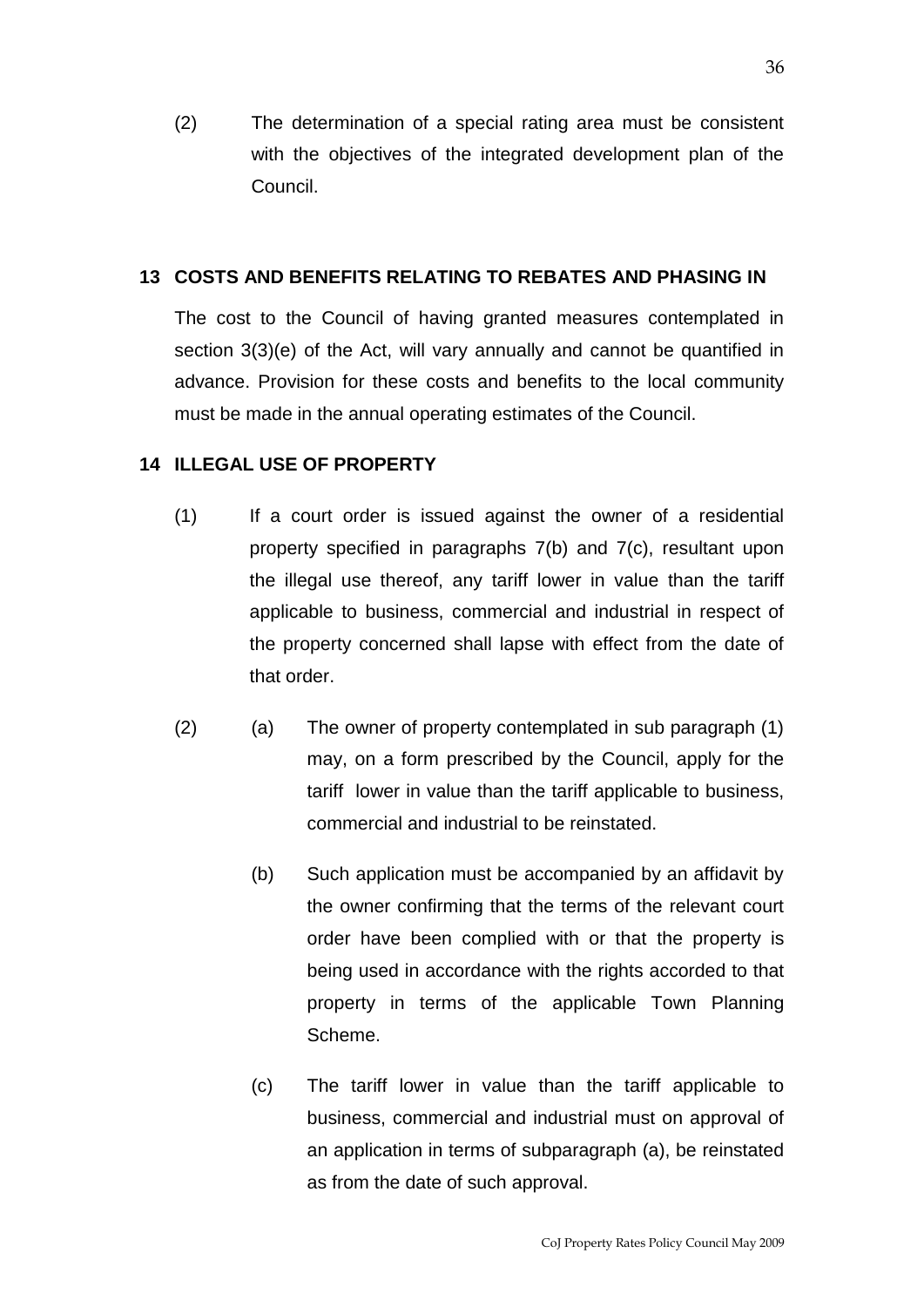(2) The determination of a special rating area must be consistent with the objectives of the integrated development plan of the Council.

## 13 COSTS AND BENEFITS RELATING TO REBATES AND PHASING IN

The cost to the Council of having granted measures contemplated in section 3(3)(e) of the Act, will vary annually and cannot be quantified in advance. Provision for these costs and benefits to the local community must be made in the annual operating estimates of the Council.

## 14 ILLEGAL USE OF PROPERTY

(1) If a court order is issued against the owner of a residential property specified in paragraphs 7(b) and 7(c), resultant upon the illegal use thereof, any tariff lower in value than the tariff applicable to business, commercial and industrial in respect of the property concerned shall lapse with effect from the date of that order.

(2) (a) The owner of property contemplated in sub paragraph (1) may, on a form prescribed by the Council, apply for the tariff lower in value than the tariff applicable to business, commercial and industrial to be reinstated.

(b) Such application must be accompanied by an affidavit by the owner confirming that the terms of the relevant court order have been complied with or that the property is being used in accordance with the rights accorded to that property in terms of the applicable Town Planning Scheme.

(c) The tariff lower in value than the tariff applicable to business, commercial and industrial must on approval of an application in terms of subparagraph (a), be reinstated as from the date of such approval.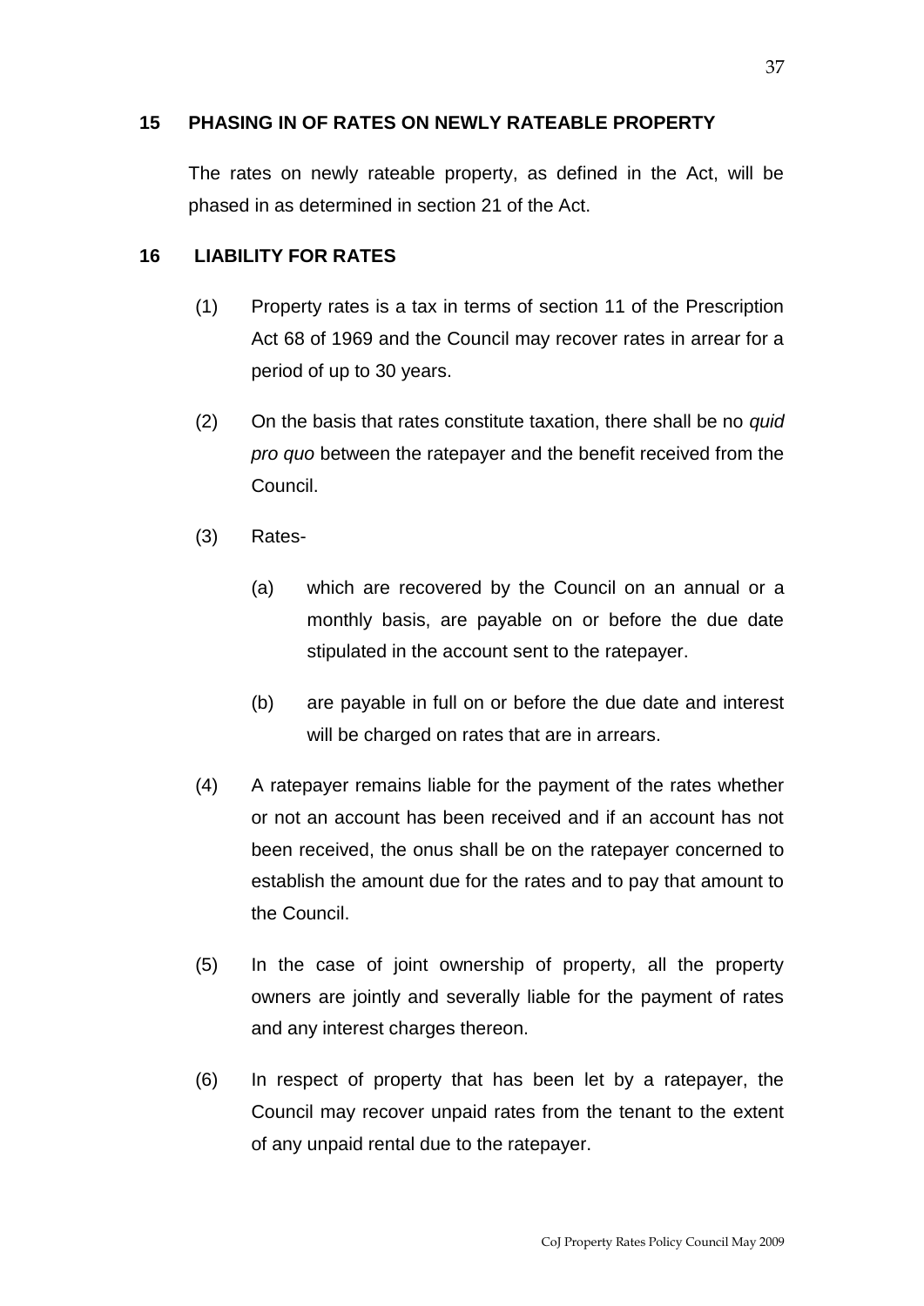## 15 PHASING IN OF RATES ON NEWLY RATEABLE PROPERTY

The rates on newly rateable property, as defined in the Act, will be phased in as determined in section 21 of the Act.

## 16 LIABILITY FOR RATES

(1) Property rates is a tax in terms of section 11 of the Prescription Act 68 of 1969 and the Council may recover rates in arrear for a period of up to 30 years.

(2) On the basis that rates constitute taxation, there shall be no *quid pro quo* between the ratepayer and the benefit received from the Council.

(3) Rates-

(a) which are recovered by the Council on an annual or a monthly basis, are payable on or before the due date stipulated in the account sent to the ratepayer.

(b) are payable in full on or before the due date and interest will be charged on rates that are in arrears.

(4) A ratepayer remains liable for the payment of the rates whether or not an account has been received and if an account has not been received, the onus shall be on the ratepayer concerned to establish the amount due for the rates and to pay that amount to the Council.

(5) In the case of joint ownership of property, all the property owners are jointly and severally liable for the payment of rates and any interest charges thereon.

(6) In respect of property that has been let by a ratepayer, the Council may recover unpaid rates from the tenant to the extent of any unpaid rental due to the ratepayer.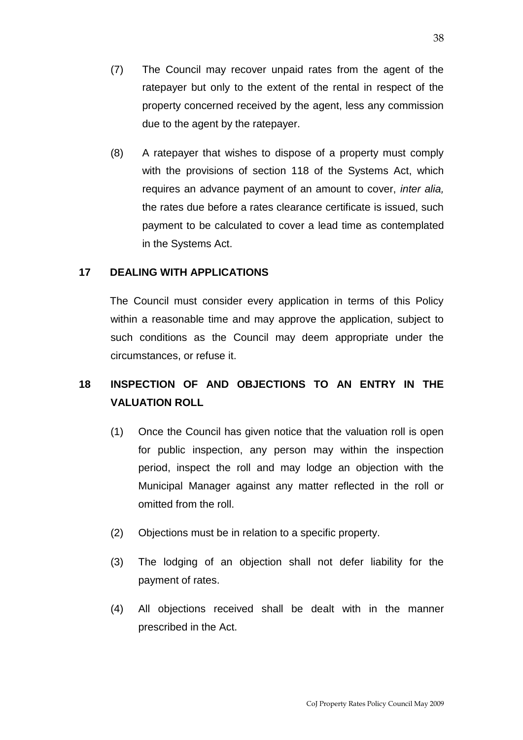(7) The Council may recover unpaid rates from the agent of the ratepayer but only to the extent of the rental in respect of the property concerned received by the agent, less any commission due to the agent by the ratepayer.

(8) A ratepayer that wishes to dispose of a property must comply with the provisions of section 118 of the Systems Act, which requires an advance payment of an amount to cover, *inter alia,* the rates due before a rates clearance certificate is issued, such payment to be calculated to cover a lead time as contemplated in the Systems Act.

## 17 DEALING WITH APPLICATIONS

The Council must consider every application in terms of this Policy within a reasonable time and may approve the application, subject to such conditions as the Council may deem appropriate under the circumstances, or refuse it.

## 18 INSPECTION OF AND OBJECTIONS TO AN ENTRY IN THE VALUATION ROLL

(1) Once the Council has given notice that the valuation roll is open for public inspection, any person may within the inspection period, inspect the roll and may lodge an objection with the Municipal Manager against any matter reflected in the roll or omitted from the roll.

(2) Objections must be in relation to a specific property.

(3) The lodging of an objection shall not defer liability for the payment of rates.

(4) All objections received shall be dealt with in the manner prescribed in the Act.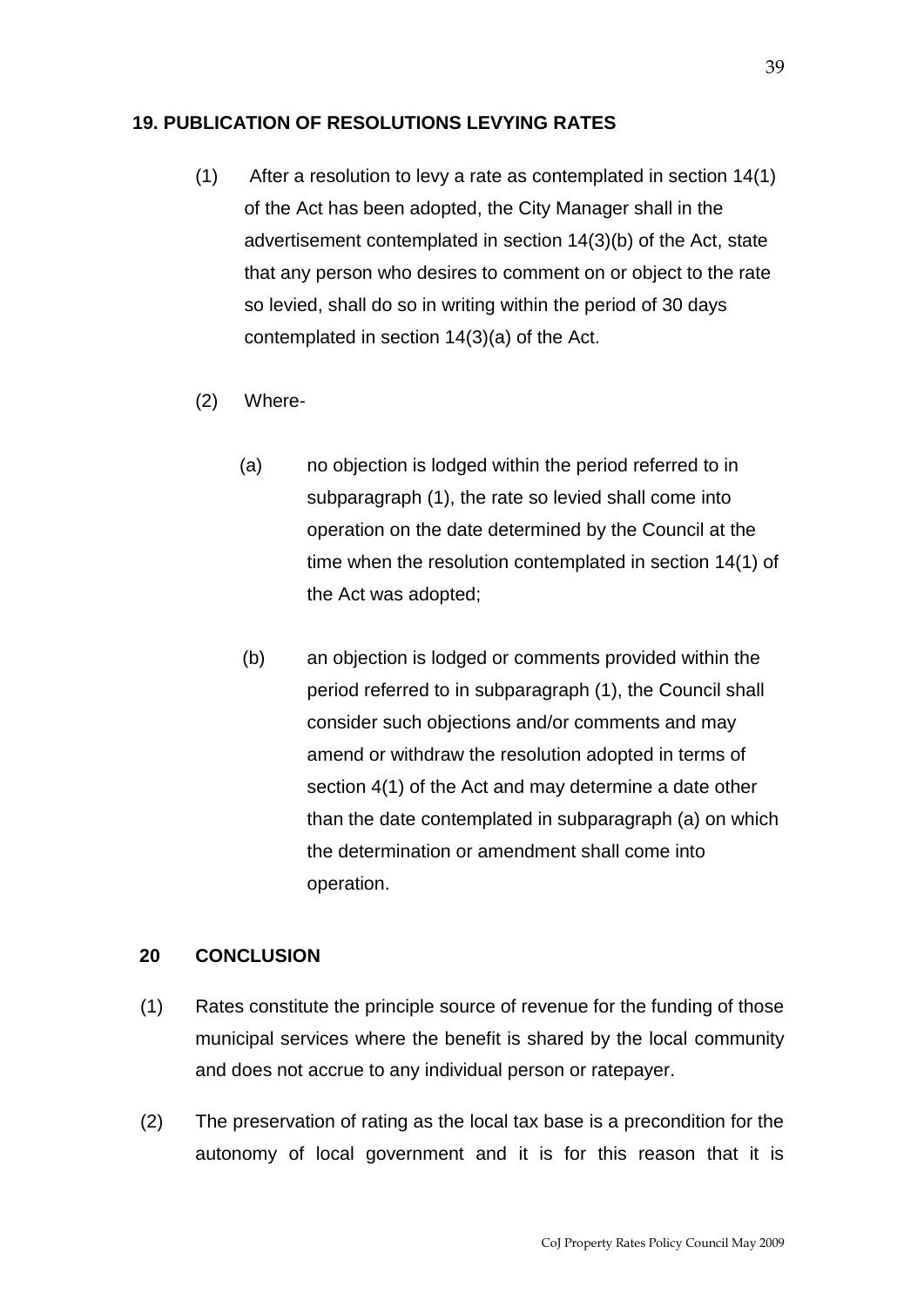## 19. PUBLICATION OF RESOLUTIONS LEVYING RATES

(1) After a resolution to levy a rate as contemplated in section 14(1) of the Act has been adopted, the City Manager shall in the advertisement contemplated in section 14(3)(b) of the Act, state that any person who desires to comment on or object to the rate so levied, shall do so in writing within the period of 30 days contemplated in section 14(3)(a) of the Act.

(2) Where-

(a) no objection is lodged within the period referred to in subparagraph (1), the rate so levied shall come into operation on the date determined by the Council at the time when the resolution contemplated in section 14(1) of the Act was adopted;

(b) an objection is lodged or comments provided within the period referred to in subparagraph (1), the Council shall consider such objections and/or comments and may amend or withdraw the resolution adopted in terms of section 4(1) of the Act and may determine a date other than the date contemplated in subparagraph (a) on which the determination or amendment shall come into operation.

## 20 CONCLUSION

(1) Rates constitute the principle source of revenue for the funding of those municipal services where the benefit is shared by the local community and does not accrue to any individual person or ratepayer.

(2) The preservation of rating as the local tax base is a precondition for the autonomy of local government and it is for this reason that it is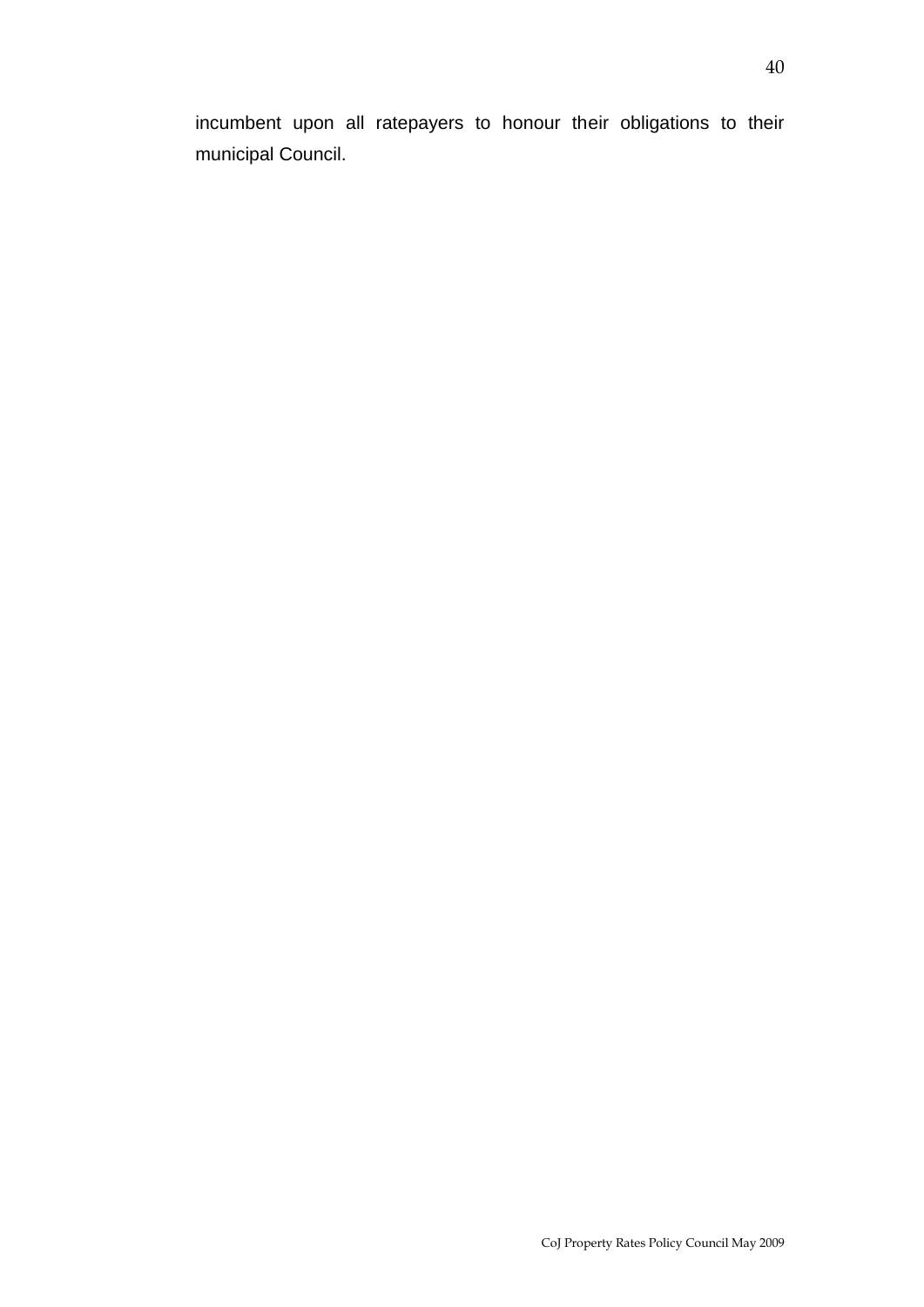incumbent upon all ratepayers to honour their obligations to their municipal Council.